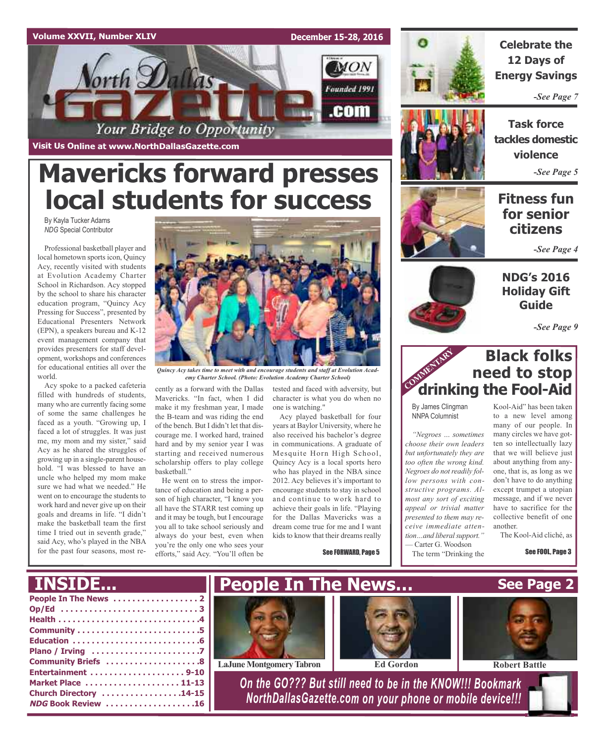Volume XXVII, Number XLIV — December 15-28, 2016

# North Dallas Gazette

Founded 1991

Your Bridge to Opportunity

Visit Us Online at www.NorthDallasGazette.com

# Mavericks forward presses local students for success

By Kayla Tucker Adams
*NDG* Special Contributor

Professional basketball player and local hometown sports icon, Quincy Acy, recently visited with students at Evolution Academy Charter School in Richardson. Acy stopped by the school to share his character education program, "Quincy Acy Pressing for Success", presented by Educational Presenters Network (EPN), a speakers bureau and K-12 event management company that provides presenters for staff development, workshops and conferences for educational entities all over the world.

Acy spoke to a packed cafeteria filled with hundreds of students, many who are currently facing some of some the same challenges he faced as a youth. "Growing up, I faced a lot of struggles. It was just me, my mom and my sister," said Acy as he shared the struggles of growing up in a single-parent household. "I was blessed to have an uncle who helped my mom make sure we had what we needed." He went on to encourage the students to work hard and never give up on their goals and dreams in life. "I didn't make the basketball team the first time I tried out in seventh grade," said Acy, who's played in the NBA for the past four seasons, most recently as a forward with the Dallas Mavericks. "In fact, when I did make it my freshman year, I made the B-team and was riding the end of the bench. But I didn't let that discourage me. I worked hard, trained hard and by my senior year I was starting and received numerous scholarship offers to play college basketball."

*Quincy Acy takes time to meet with and encourage students and staff at Evolution Academy Charter School. (Photo: Evolution Academy Charter School)*

He went on to stress the importance of education and being a person of high character, "I know you all have the STARR test coming up and it may be tough, but I encourage you all to take school seriously and always do your best, even when you're the only one who sees your efforts," said Acy. "You'll often be tested and faced with adversity, but character is what you do when no one is watching."

Acy played basketball for four years at Baylor University, where he also received his bachelor's degree in communications. A graduate of Mesquite Horn High School, Quincy Acy is a local sports hero who has played in the NBA since 2012. Acy believes it's important to encourage students to stay in school and continue to work hard to achieve their goals in life. "Playing for the Dallas Mavericks was a dream come true for me and I want kids to know that their dreams really

**See FORWARD, Page 5**

## Celebrate the 12 Days of Energy Savings

*-See Page 7*

## Task force tackles domestic violence

*-See Page 5*

## Fitness fun for senior citizens

*-See Page 4*

## NDG's 2016 Holiday Gift Guide

*-See Page 9*

COMMENTARY

# Black folks need to stop drinking the Fool-Aid

By James Clingman
NNPA Columnist

*"Negroes ... sometimes choose their own leaders but unfortunately they are too often the wrong kind. Negroes do not readily follow persons with constructive programs. Almost any sort of exciting appeal or trivial matter presented to them may receive immediate attention…and liberal support."*
— Carter G. Woodson

The term "Drinking the Kool-Aid" has been taken to a new level among many of our people. In many circles we have gotten so intellectually lazy that we will believe just about anything from anyone, that is, as long as we don't have to do anything except trumpet a utopian message, and if we never have to sacrifice for the collective benefit of one another.

The Kool-Aid cliché, as

**See FOOL, Page 3**

## INSIDE...

- People In The News . . . . . 2
- Op/Ed . . . . . 3
- Health . . . . . 4
- Community . . . . . 5
- Education . . . . . 6
- Plano / Irving . . . . . 7
- Community Briefs . . . . . 8
- Entertainment . . . . . 9-10
- Market Place . . . . . 11-13
- Church Directory . . . . . 14-15
- *NDG* Book Review . . . . . 16

## People In The News... See Page 2

LaJune Montgomery Tabron — Ed Gordon — Robert Battle

*On the GO??? But still need to be in the KNOW!!! Bookmark NorthDallasGazette.com on your phone or mobile device!!!*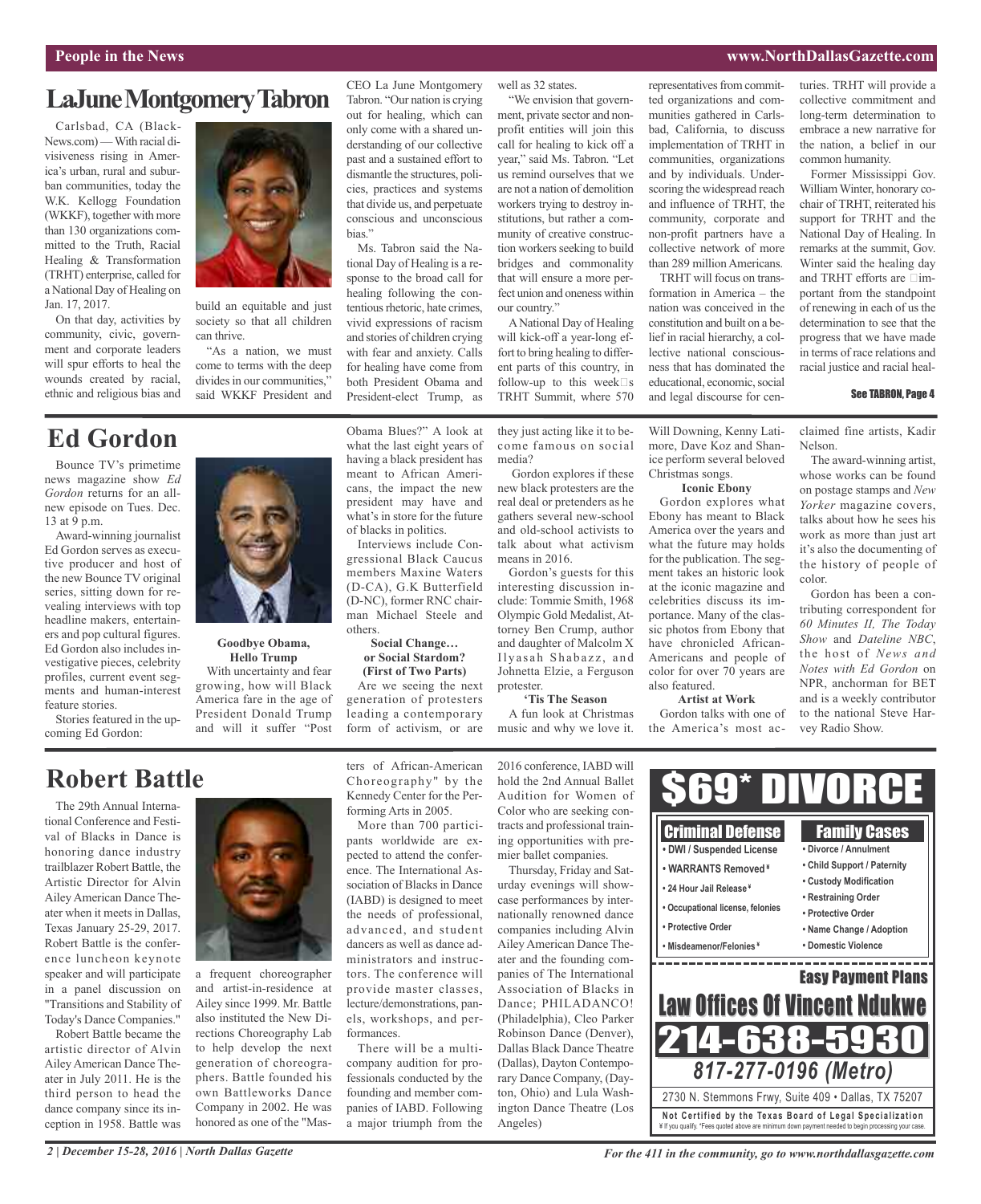## LaJune Montgomery Tabron

Carlsbad, CA (BlackNews.com) — With racial divisiveness rising in America's urban, rural and suburban communities, today the W.K. Kellogg Foundation (WKKF), together with more than 130 organizations committed to the Truth, Racial Healing & Transformation (TRHT) enterprise, called for a National Day of Healing on Jan. 17, 2017.

On that day, activities by community, civic, government and corporate leaders will spur efforts to heal the wounds created by racial, ethnic and religious bias and build an equitable and just society so that all children can thrive.

"As a nation, we must come to terms with the deep divides in our communities," said WKKF President and CEO La June Montgomery Tabron. "Our nation is crying out for healing, which can only come with a shared understanding of our collective past and a sustained effort to dismantle the structures, policies, practices and systems that divide us, and perpetuate conscious and unconscious bias."

Ms. Tabron said the National Day of Healing is a response to the broad call for healing following the contentious rhetoric, hate crimes, vivid expressions of racism and stories of children crying with fear and anxiety. Calls for healing have come from both President Obama and President-elect Trump, as well as 32 states.

"We envision that government, private sector and nonprofit entities will join this call for healing to kick off a year," said Ms. Tabron. "Let us remind ourselves that we are not a nation of demolition workers trying to destroy institutions, but rather a community of creative construction workers seeking to build bridges and commonality that will ensure a more perfect union and oneness within our country."

A National Day of Healing will kick-off a year-long effort to bring healing to different parts of this country, in follow-up to this week's TRHT Summit, where 570 representatives from committed organizations and communities gathered in Carlsbad, California, to discuss implementation of TRHT in communities, organizations and by individuals. Underscoring the widespread reach and influence of TRHT, the community, corporate and non-profit partners have a collective network of more than 289 million Americans.

TRHT will focus on transformation in America – the nation was conceived in the constitution and built on a belief in racial hierarchy, a collective national consciousness that has dominated the educational, economic, social and legal discourse for centuries. TRHT will provide a collective commitment and long-term determination to embrace a new narrative for the nation, a belief in our common humanity.

Former Mississippi Gov. William Winter, honorary co-chair of TRHT, reiterated his support for TRHT and the National Day of Healing. In remarks at the summit, Gov. Winter said the healing day and TRHT efforts are "important from the standpoint of renewing in each of us the determination to see that the progress that we have made in terms of race relations and racial justice and racial heal-

See TABRON, Page 4

## Ed Gordon

Bounce TV's primetime news magazine show *Ed Gordon* returns for an all-new episode on Tues. Dec. 13 at 9 p.m.

Award-winning journalist Ed Gordon serves as executive producer and host of the new Bounce TV original series, sitting down for revealing interviews with top headline makers, entertainers and pop cultural figures. Ed Gordon also includes investigative pieces, celebrity profiles, current event segments and human-interest feature stories.

Stories featured in the upcoming Ed Gordon:

**Goodbye Obama, Hello Trump**

With uncertainty and fear growing, how will Black America fare in the age of President Donald Trump and will it suffer "Post Obama Blues?" A look at what the last eight years of having a black president has meant to African Americans, the impact the new president may have and what's in store for the future of blacks in politics.

Interviews include Congressional Black Caucus members Maxine Waters (D-CA), G.K Butterfield (D-NC), former RNC chairman Michael Steele and others.

**Social Change… or Social Stardom? (First of Two Parts)**

Are we seeing the next generation of protesters leading a contemporary form of activism, or are they just acting like it to become famous on social media?

Gordon explores if these new black protesters are the real deal or pretenders as he gathers several new-school and old-school activists to talk about what activism means in 2016.

Gordon's guests for this interesting discussion include: Tommie Smith, 1968 Olympic Gold Medalist, Attorney Ben Crump, author and daughter of Malcolm X Ilyasah Shabazz, and Johnetta Elzie, a Ferguson protester.

**'Tis The Season**

A fun look at Christmas music and why we love it. Will Downing, Kenny Latimore, Dave Koz and Shanice perform several beloved Christmas songs.

**Iconic Ebony**

Gordon explores what Ebony has meant to Black America over the years and what the future may holds for the publication. The segment takes an historic look at the iconic magazine and celebrities discuss its importance. Many of the classic photos from Ebony that have chronicled African-Americans and people of color for over 70 years are also featured.

**Artist at Work**

Gordon talks with one of the America's most acclaimed fine artists, Kadir Nelson.

The award-winning artist, whose works can be found on postage stamps and *New Yorker* magazine covers, talks about how he sees his work as more than just art it's also the documenting of the history of people of color.

Gordon has been a contributing correspondent for *60 Minutes II, The Today Show* and *Dateline NBC*, the host of *News and Notes with Ed Gordon* on NPR, anchorman for BET and is a weekly contributor to the national Steve Harvey Radio Show.

## Robert Battle

The 29th Annual International Conference and Festival of Blacks in Dance is honoring dance industry trailblazer Robert Battle, the Artistic Director for Alvin Ailey American Dance Theater when it meets in Dallas, Texas January 25-29, 2017. Robert Battle is the conference luncheon keynote speaker and will participate in a panel discussion on "Transitions and Stability of Today's Dance Companies."

Robert Battle became the artistic director of Alvin Ailey American Dance Theater in July 2011. He is the third person to head the dance company since its inception in 1958. Battle was a frequent choreographer and artist-in-residence at Ailey since 1999. Mr. Battle also instituted the New Directions Choreography Lab to help develop the next generation of choreographers. Battle founded his own Battleworks Dance Company in 2002. He was honored as one of the "Masters of African-American Choreography" by the Kennedy Center for the Performing Arts in 2005.

More than 700 participants worldwide are expected to attend the conference. The International Association of Blacks in Dance (IABD) is designed to meet the needs of professional, advanced, and student dancers as well as dance administrators and instructors. The conference will provide master classes, lecture/demonstrations, panels, workshops, and performances.

There will be a multi-company audition for professionals conducted by the founding and member companies of IABD. Following a major triumph from the 2016 conference, IABD will hold the 2nd Annual Ballet Audition for Women of Color who are seeking contracts and professional training opportunities with premier ballet companies.

Thursday, Friday and Saturday evenings will showcase performances by internationally renowned dance companies including Alvin Ailey American Dance Theater and the founding companies of The International Association of Blacks in Dance; PHILADANCO! (Philadelphia), Cleo Parker Robinson Dance (Denver), Dallas Black Dance Theatre (Dallas), Dayton Contemporary Dance Company, (Dayton, Ohio) and Lula Washington Dance Theatre (Los Angeles)

---

**$69* DIVORCE**

**Criminal Defense**
- DWI / Suspended License
- WARRANTS Removed ¥
- 24 Hour Jail Release ¥
- Occupational license, felonies
- Protective Order
- Misdeameanor/Felonies ¥

**Family Cases**
- Divorce / Annulment
- Child Support / Paternity
- Custody Modification
- Restraining Order
- Protective Order
- Name Change / Adoption
- Domestic Violence

**Easy Payment Plans**

**Law Offices Of Vincent Ndukwe**

**214-638-5930**

**817-277-0196 (Metro)**

2730 N. Stemmons Frwy, Suite 409 • Dallas, TX 75207

Not Certified by the Texas Board of Legal Specialization

¥ If you qualify. *Fees quoted above are minimum down payment needed to begin processing your case.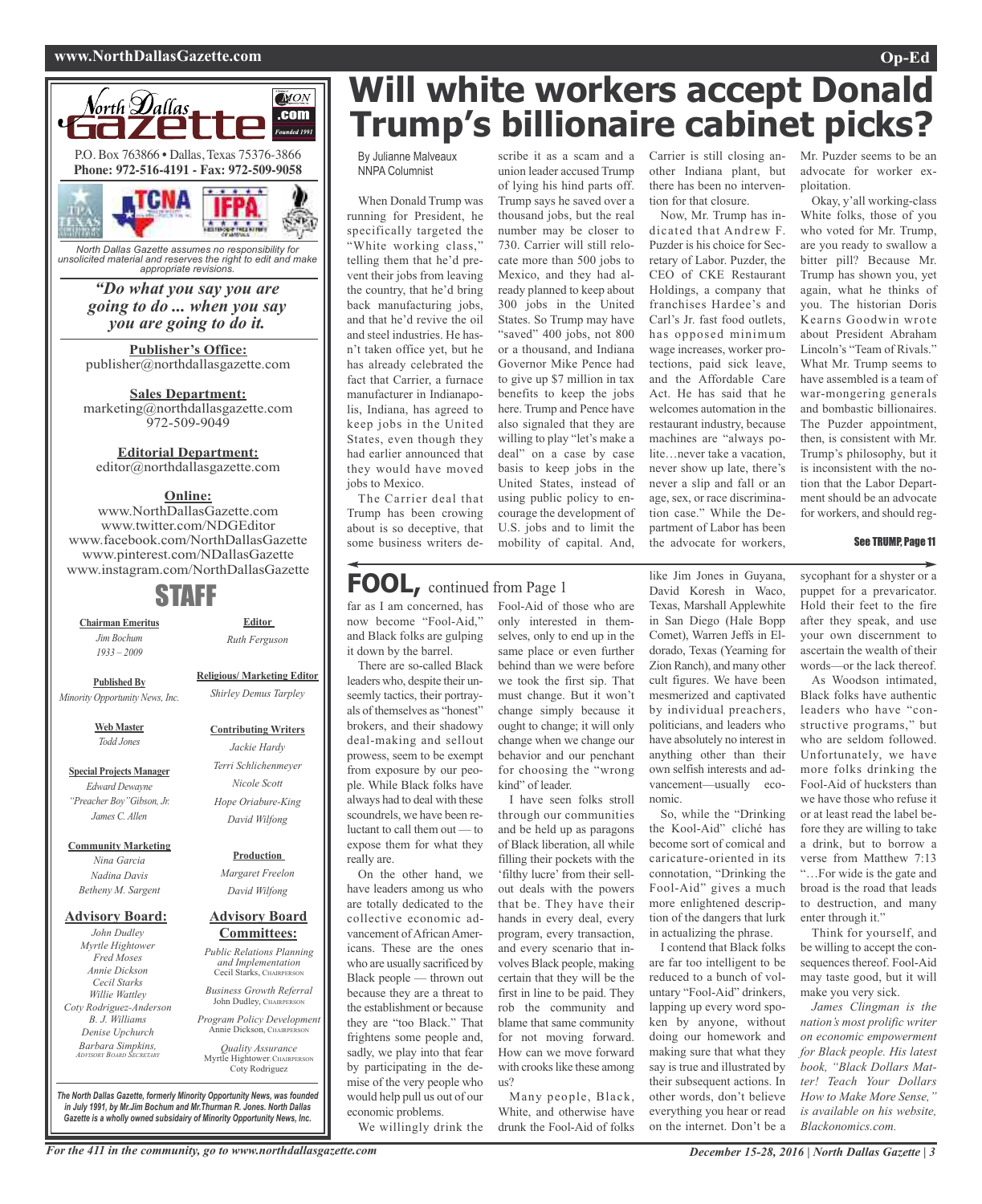North Dallas Gazette

P.O. Box 763866 • Dallas, Texas 75376-3866
**Phone: 972-516-4191 - Fax: 972-509-9058**

*North Dallas Gazette assumes no responsibility for unsolicited material and reserves the right to edit and make appropriate revisions.*

***"Do what you say you are going to do ... when you say you are going to do it.***

**Publisher's Office:**
publisher@northdallasgazette.com

**Sales Department:**
marketing@northdallasgazette.com
972-509-9049

**Editorial Department:**
editor@northdallasgazette.com

**Online:**
www.NorthDallasGazette.com
www.twitter.com/NDGEditor
www.facebook.com/NorthDallasGazette
www.pinterest.com/NDallasGazette
www.instagram.com/NorthDallasGazette

## STAFF

**Chairman Emeritus**
*Jim Bochum*
*1933 – 2009*

**Published By**
*Minority Opportunity News, Inc.*

**Web Master**
*Todd Jones*

**Special Projects Manager**
*Edward Dewayne "Preacher Boy" Gibson, Jr.*
*James C. Allen*

**Community Marketing**
*Nina Garcia*
*Nadina Davis*
*Betheny M. Sargent*

**Advisory Board:**
*John Dudley*
*Myrtle Hightower*
*Fred Moses*
*Annie Dickson*
*Cecil Starks*
*Willie Wattley*
*Coty Rodriguez-Anderson*
*B. J. Williams*
*Denise Upchurch*
*Barbara Simpkins,* ADVISORY BOARD SECRETARY

**Editor**
*Ruth Ferguson*

**Religious/ Marketing Editor**
*Shirley Demus Tarpley*

**Contributing Writers**
*Jackie Hardy*
*Terri Schlichenmeyer*
*Nicole Scott*
*Hope Oriabure-King*
*David Wilfong*

**Production**
*Margaret Freelon*
*David Wilfong*

**Advisory Board Committees:**
*Public Relations Planning and Implementation* — Cecil Starks, CHAIRPERSON
*Business Growth Referral* — John Dudley, CHAIRPERSON
*Program Policy Development* — Annie Dickson, CHAIRPERSON
*Quality Assurance* — Myrtle Hightower, CHAIRPERSON; Coty Rodriguez

*The North Dallas Gazette, formerly Minority Opportunity News, was founded in July 1991, by Mr.Jim Bochum and Mr.Thurman R. Jones. North Dallas Gazette is a wholly owned subsidairy of Minority Opportunity News, Inc.*

# Will white workers accept Donald Trump's billionaire cabinet picks?

By Julianne Malveaux
NNPA Columnist

When Donald Trump was running for President, he specifically targeted the "White working class," telling them that he'd prevent their jobs from leaving the country, that he'd bring back manufacturing jobs, and that he'd revive the oil and steel industries. He hasn't taken office yet, but he has already celebrated the fact that Carrier, a furnace manufacturer in Indianapolis, Indiana, has agreed to keep jobs in the United States, even though they had earlier announced that they would have moved jobs to Mexico.

The Carrier deal that Trump has been crowing about is so deceptive, that some business writers describe it as a scam and a union leader accused Trump of lying his hind parts off. Trump says he saved over a thousand jobs, but the real number may be closer to 730. Carrier will still relocate more than 500 jobs to Mexico, and they had already planned to keep about 300 jobs in the United States. So Trump may have "saved" 400 jobs, not 800 or a thousand, and Indiana Governor Mike Pence had to give up $7 million in tax benefits to keep the jobs here. Trump and Pence have also signaled that they are willing to play "let's make a deal" on a case by case basis to keep jobs in the United States, instead of using public policy to encourage the development of U.S. jobs and to limit the mobility of capital. And, Carrier is still closing another Indiana plant, but there has been no intervention for that closure.

Now, Mr. Trump has indicated that Andrew F. Puzder is his choice for Secretary of Labor. Puzder, the CEO of CKE Restaurant Holdings, a company that franchises Hardee's and Carl's Jr. fast food outlets, has opposed minimum wage increases, worker protections, paid sick leave, and the Affordable Care Act. He has said that he welcomes automation in the restaurant industry, because machines are "always polite…never take a vacation, never show up late, there's never a slip and fall or an age, sex, or race discrimination case." While the Department of Labor has been the advocate for workers, Mr. Puzder seems to be an advocate for worker exploitation.

Okay, y'all working-class White folks, those of you who voted for Mr. Trump, are you ready to swallow a bitter pill? Because Mr. Trump has shown you, yet again, what he thinks of you. The historian Doris Kearns Goodwin wrote about President Abraham Lincoln's "Team of Rivals." What Mr. Trump seems to have assembled is a team of war-mongering generals and bombastic billionaires. The Puzder appointment, then, is consistent with Mr. Trump's philosophy, but it is inconsistent with the notion that the Labor Department should be an advocate for workers, and should reg-

**See TRUMP, Page 11**

## FOOL, continued from Page 1

far as I am concerned, has now become "Fool-Aid," and Black folks are gulping it down by the barrel.

There are so-called Black leaders who, despite their unseemly tactics, their portrayals of themselves as "honest" brokers, and their shadowy deal-making and sellout prowess, seem to be exempt from exposure by our people. While Black folks have always had to deal with these scoundrels, we have been reluctant to call them out — to expose them for what they really are.

On the other hand, we have leaders among us who are totally dedicated to the collective economic advancement of African Americans. These are the ones who are usually sacrificed by Black people — thrown out because they are a threat to the establishment or because they are "too Black." That frightens some people and, sadly, we play into that fear by participating in the demise of the very people who would help pull us out of our economic problems.

We willingly drink the Fool-Aid of those who are only interested in themselves, only to end up in the same place or even further behind than we were before we took the first sip. That must change. But it won't change simply because it ought to change; it will only change when we change our behavior and our penchant for choosing the "wrong kind" of leader.

I have seen folks stroll through our communities and be held up as paragons of Black liberation, all while filling their pockets with the 'filthy lucre' from their sellout deals with the powers that be. They have their hands in every deal, every program, every transaction, and every scenario that involves Black people, making certain that they will be the first in line to be paid. They rob the community and blame that same community for not moving forward. How can we move forward with crooks like these among us?

Many people, Black, White, and otherwise have drunk the Fool-Aid of folks like Jim Jones in Guyana, David Koresh in Waco, Texas, Marshall Applewhite in San Diego (Hale Bopp Comet), Warren Jeffs in Eldorado, Texas (Yearning for Zion Ranch), and many other cult figures. We have been mesmerized and captivated by individual preachers, politicians, and leaders who have absolutely no interest in anything other than their own selfish interests and advancement—usually economic.

So, while the "Drinking the Kool-Aid" cliché has become sort of comical and caricature-oriented in its connotation, "Drinking the Fool-Aid" gives a much more enlightened description of the dangers that lurk in actualizing the phrase.

I contend that Black folks are far too intelligent to be reduced to a bunch of voluntary "Fool-Aid" drinkers, lapping up every word spoken by anyone, without doing our homework and making sure that what they say is true and illustrated by their subsequent actions. In other words, don't believe everything you hear or read on the internet. Don't be a sycophant for a shyster or a puppet for a prevaricator. Hold their feet to the fire after they speak, and use your own discernment to ascertain the wealth of their words—or the lack thereof.

As Woodson intimated, Black folks have authentic leaders who have "constructive programs," but who are seldom followed. Unfortunately, we have more folks drinking the Fool-Aid of hucksters than we have those who refuse it or at least read the label before they are willing to take a drink, but to borrow a verse from Matthew 7:13 "…For wide is the gate and broad is the road that leads to destruction, and many enter through it."

Think for yourself, and be willing to accept the consequences thereof. Fool-Aid may taste good, but it will make you very sick.

*James Clingman is the nation's most prolific writer on economic empowerment for Black people. His latest book, "Black Dollars Matter! Teach Your Dollars How to Make More Sense," is available on his website, Blackonomics.com.*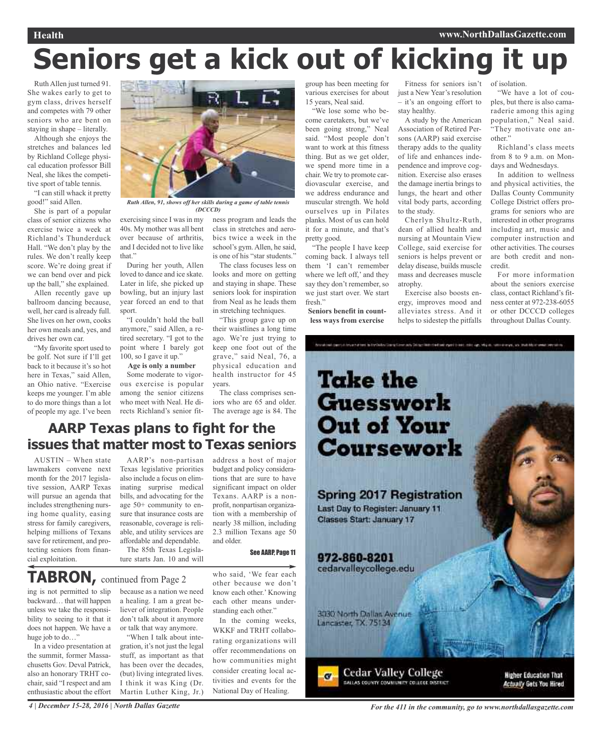# Seniors get a kick out of kicking it up

Ruth Allen just turned 91. She wakes early to get to gym class, drives herself and competes with 79 other seniors who are bent on staying in shape – literally.

Although she enjoys the stretches and balances led by Richland College physical education professor Bill Neal, she likes the competitive sport of table tennis.

"I can still whack it pretty good!" said Allen.

She is part of a popular class of senior citizens who exercise twice a week at Richland's Thunderduck Hall. "We don't play by the rules. We don't really keep score. We're doing great if we can bend over and pick up the ball," she explained.

Allen recently gave up ballroom dancing because, well, her card is already full. She lives on her own, cooks her own meals and, yes, and drives her own car.

"My favorite sport used to be golf. Not sure if I'll get back to it because it's so hot here in Texas," said Allen, an Ohio native. "Exercise keeps me younger. I'm able to do more things than a lot of people my age. I've been exercising since I was in my 40s. My mother was all bent over because of arthritis, and I decided not to live like that."

*Ruth Allen, 91, shows off her skills during a game of table tennis (DCCCD)*

During her youth, Allen loved to dance and ice skate. Later in life, she picked up bowling, but an injury last year forced an end to that sport.

"I couldn't hold the ball anymore," said Allen, a retired secretary. "I got to the point where I barely got 100, so I gave it up."

**Age is only a number**

Some moderate to vigorous exercise is popular among the senior citizens who meet with Neal. He directs Richland's senior fitness program and leads the class in stretches and aerobics twice a week in the school's gym. Allen, he said, is one of his "star students."

The class focuses less on looks and more on getting and staying in shape. These seniors look for inspiration from Neal as he leads them in stretching techniques.

"This group gave up on their waistlines a long time ago. We're just trying to keep one foot out of the grave," said Neal, 76, a physical education and health instructor for 45 years.

The class comprises seniors who are 65 and older. The average age is 84. The group has been meeting for various exercises for about 15 years, Neal said.

"We lose some who become caretakers, but we've been going strong," Neal said. "Most people don't want to work at this fitness thing. But as we get older, we spend more time in a chair. We try to promote cardiovascular exercise, and we address endurance and muscular strength. We hold ourselves up in Pilates planks. Most of us can hold it for a minute, and that's pretty good.

"The people I have keep coming back. I always tell them 'I can't remember where we left off,' and they say they don't remember, so we just start over. We start fresh."

**Seniors benefit in countless ways from exercise**

Fitness for seniors isn't just a New Year's resolution – it's an ongoing effort to stay healthy.

A study by the American Association of Retired Persons (AARP) said exercise therapy adds to the quality of life and enhances independence and improve cognition. Exercise also erases the damage inertia brings to lungs, the heart and other vital body parts, according to the study.

Cherlyn Shultz-Ruth, dean of allied health and nursing at Mountain View College, said exercise for seniors is helps prevent or delay disease, builds muscle mass and decreases muscle atrophy.

Exercise also boosts energy, improves mood and alleviates stress. And it helps to sidestep the pitfalls of isolation.

"We have a lot of couples, but there is also camaraderie among this aging population," Neal said. "They motivate one another."

Richland's class meets from 8 to 9 a.m. on Mondays and Wednesdays.

In addition to wellness and physical activities, the Dallas County Community College District offers programs for seniors who are interested in other programs including art, music and computer instruction and other activities. The courses are both credit and non-credit.

For more information about the seniors exercise class, contact Richland's fitness center at 972-238-6055 or other DCCCD colleges throughout Dallas County.

## AARP Texas plans to fight for the issues that matter most to Texas seniors

AUSTIN – When state lawmakers convene next month for the 2017 legislative session, AARP Texas will pursue an agenda that includes strengthening nursing home quality, easing stress for family caregivers, helping millions of Texans save for retirement, and protecting seniors from financial exploitation.

AARP's non-partisan Texas legislative priorities also include a focus on eliminating surprise medical bills, and advocating for the age 50+ community to ensure that insurance costs are reasonable, coverage is reliable, and utility services are affordable and dependable.

The 85th Texas Legislature starts Jan. 10 and will address a host of major budget and policy considerations that are sure to have significant impact on older Texans. AARP is a nonprofit, nonpartisan organization with a membership of nearly 38 million, including 2.3 million Texans age 50 and older.

**See AARP, Page 11**

## TABRON, continued from Page 2

ing is not permitted to slip backward… that will happen unless we take the responsibility to seeing to it that it does not happen. We have a huge job to do…"

In a video presentation at the summit, former Massachusetts Gov. Deval Patrick, also an honorary TRHT co-chair, said "I respect and am enthusiastic about the effort because as a nation we need a healing. I am a great believer of integration. People don't talk about it anymore or talk that way anymore.

"When I talk about integration, it's not just the legal stuff, as important as that has been over the decades, (but) living integrated lives. I think it was King (Dr. Martin Luther King, Jr.) who said, 'We fear each other because we don't know each other.' Knowing each other means understanding each other."

In the coming weeks, WKKF and TRHT collaborating organizations will offer recommendations on how communities might consider creating local activities and events for the National Day of Healing.

**Take the Guesswork Out of Your Coursework**

Spring 2017 Registration
Last Day to Register: January 11
Classes Start: January 17

972-860-8201
cedarvalleycollege.edu

3030 North Dallas Avenue
Lancaster, TX 75134

Cedar Valley College
Dallas County Community College District

Higher Education That *Actually* Gets You Hired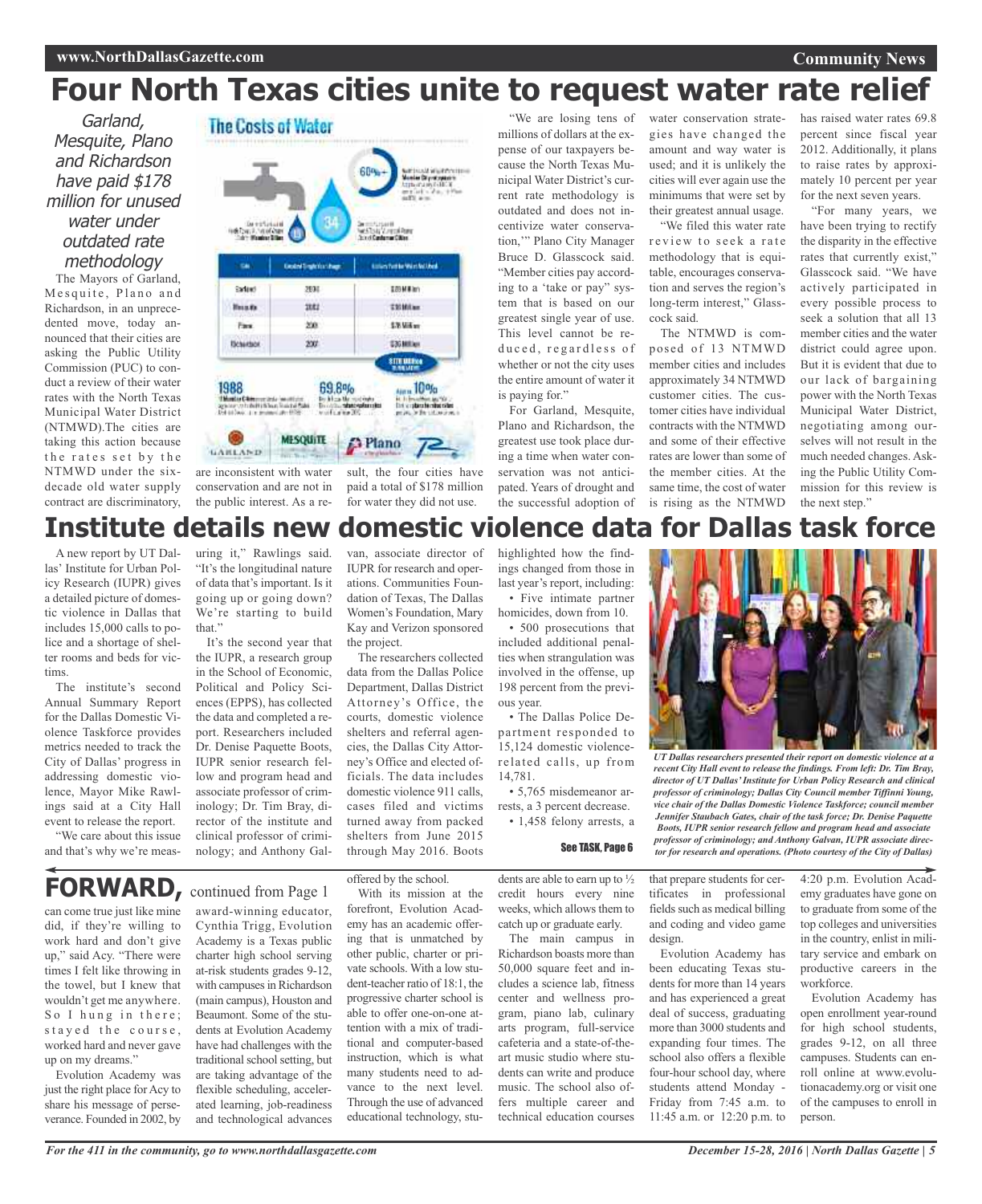# Four North Texas cities unite to request water rate relief

*Garland, Mesquite, Plano and Richardson have paid $178 million for unused water under outdated rate methodology*

The Mayors of Garland, Mesquite, Plano and Richardson, in an unprecedented move, today announced that their cities are asking the Public Utility Commission (PUC) to conduct a review of their water rates with the North Texas Municipal Water District (NTMWD).The cities are taking this action because the rates set by the NTMWD under the six-decade old water supply contract are discriminatory, are inconsistent with water conservation and are not in the public interest. As a result, the four cities have paid a total of $178 million for water they did not use.

"We are losing tens of millions of dollars at the expense of our taxpayers because the North Texas Municipal Water District's current rate methodology is outdated and does not incentivize water conservation,'" Plano City Manager Bruce D. Glasscock said. "Member cities pay according to a 'take or pay" system that is based on our greatest single year of use. This level cannot be reduced, regardless of whether or not the city uses the entire amount of water it is paying for."

For Garland, Mesquite, Plano and Richardson, the greatest use took place during a time when water conservation was not anticipated. Years of drought and the successful adoption of water conservation strategies have changed the amount and way water is used; and it is unlikely the cities will ever again use the minimums that were set by their greatest annual usage.

"We filed this water rate review to seek a rate methodology that is equitable, encourages conservation and serves the region's long-term interest," Glasscock said.

The NTMWD is composed of 13 NTMWD member cities and includes approximately 34 NTMWD customer cities. The customer cities have individual contracts with the NTMWD and some of their effective rates are lower than some of the member cities. At the same time, the cost of water is rising as the NTMWD has raised water rates 69.8 percent since fiscal year 2012. Additionally, it plans to raise rates by approximately 10 percent per year for the next seven years.

"For many years, we have been trying to rectify the disparity in the effective rates that currently exist," Glasscock said. "We have actively participated in every possible process to seek a solution that all 13 member cities and the water district could agree upon. But it is evident that due to our lack of bargaining power with the North Texas Municipal Water District, negotiating among ourselves will not result in the much needed changes. Asking the Public Utility Commission for this review is the next step."

# Institute details new domestic violence data for Dallas task force

A new report by UT Dallas' Institute for Urban Policy Research (IUPR) gives a detailed picture of domestic violence in Dallas that includes 15,000 calls to police and a shortage of shelter rooms and beds for victims.

The institute's second Annual Summary Report for the Dallas Domestic Violence Taskforce provides metrics needed to track the City of Dallas' progress in addressing domestic violence, Mayor Mike Rawlings said at a City Hall event to release the report.

"We care about this issue and that's why we're measuring it," Rawlings said. "It's the longitudinal nature of data that's important. Is it going up or going down? We're starting to build that."

It's the second year that the IUPR, a research group in the School of Economic, Political and Policy Sciences (EPPS), has collected the data and completed a report. Researchers included Dr. Denise Paquette Boots, IUPR senior research fellow and program head and associate professor of criminology; Dr. Tim Bray, director of the institute and clinical professor of criminology; and Anthony Galvan, associate director of IUPR for research and operations. Communities Foundation of Texas, The Dallas Women's Foundation, Mary Kay and Verizon sponsored the project.

The researchers collected data from the Dallas Police Department, Dallas District Attorney's Office, the courts, domestic violence shelters and referral agencies, the Dallas City Attorney's Office and elected officials. The data includes domestic violence 911 calls, cases filed and victims turned away from packed shelters from June 2015 through May 2016. Boots highlighted how the findings changed from those in last year's report, including:

- Five intimate partner homicides, down from 10.
- 500 prosecutions that included additional penalties when strangulation was involved in the offense, up 198 percent from the previous year.
- The Dallas Police Department responded to 15,124 domestic violence-related calls, up from 14,781.
- 5,765 misdemeanor arrests, a 3 percent decrease.
- 1,458 felony arrests, a

See TASK, Page 6

*UT Dallas researchers presented their report on domestic violence at a recent City Hall event to release the findings. From left: Dr. Tim Bray, director of UT Dallas' Institute for Urban Policy Research and clinical professor of criminology; Dallas City Council member Tiffinni Young, vice chair of the Dallas Domestic Violence Taskforce; council member Jennifer Staubach Gates, chair of the task force; Dr. Denise Paquette Boots, IUPR senior research fellow and program head and associate professor of criminology; and Anthony Galvan, IUPR associate director for research and operations. (Photo courtesy of the City of Dallas)*

## FORWARD, continued from Page 1

can come true just like mine did, if they're willing to work hard and don't give up," said Acy. "There were times I felt like throwing in the towel, but I knew that wouldn't get me anywhere. So I hung in there; stayed the course, worked hard and never gave up on my dreams."

Evolution Academy was just the right place for Acy to share his message of perseverance. Founded in 2002, by award-winning educator, Cynthia Trigg, Evolution Academy is a Texas public charter high school serving at-risk students grades 9-12, with campuses in Richardson (main campus), Houston and Beaumont. Some of the students at Evolution Academy have had challenges with the traditional school setting, but are taking advantage of the flexible scheduling, accelerated learning, job-readiness and technological advances offered by the school.

With its mission at the forefront, Evolution Academy has an academic offering that is unmatched by other public, charter or private schools. With a low student-teacher ratio of 18:1, the progressive charter school is able to offer one-on-one attention with a mix of traditional and computer-based instruction, which is what many students need to advance to the next level. Through the use of advanced educational technology, students are able to earn up to ½ credit hours every nine weeks, which allows them to catch up or graduate early.

The main campus in Richardson boasts more than 50,000 square feet and includes a science lab, fitness center and wellness program, piano lab, culinary arts program, full-service cafeteria and a state-of-the-art music studio where students can write and produce music. The school also offers multiple career and technical education courses that prepare students for certificates in professional fields such as medical billing and coding and video game design.

Evolution Academy has been educating Texas students for more than 14 years and has experienced a great deal of success, graduating more than 3000 students and expanding four times. The school also offers a flexible four-hour school day, where students attend Monday - Friday from 7:45 a.m. to 11:45 a.m. or 12:20 p.m. to 4:20 p.m. Evolution Academy graduates have gone on to graduate from some of the top colleges and universities in the country, enlist in military service and embark on productive careers in the workforce.

Evolution Academy has open enrollment year-round for high school students, grades 9-12, on all three campuses. Students can enroll online at www.evolutionacademy.org or visit one of the campuses to enroll in person.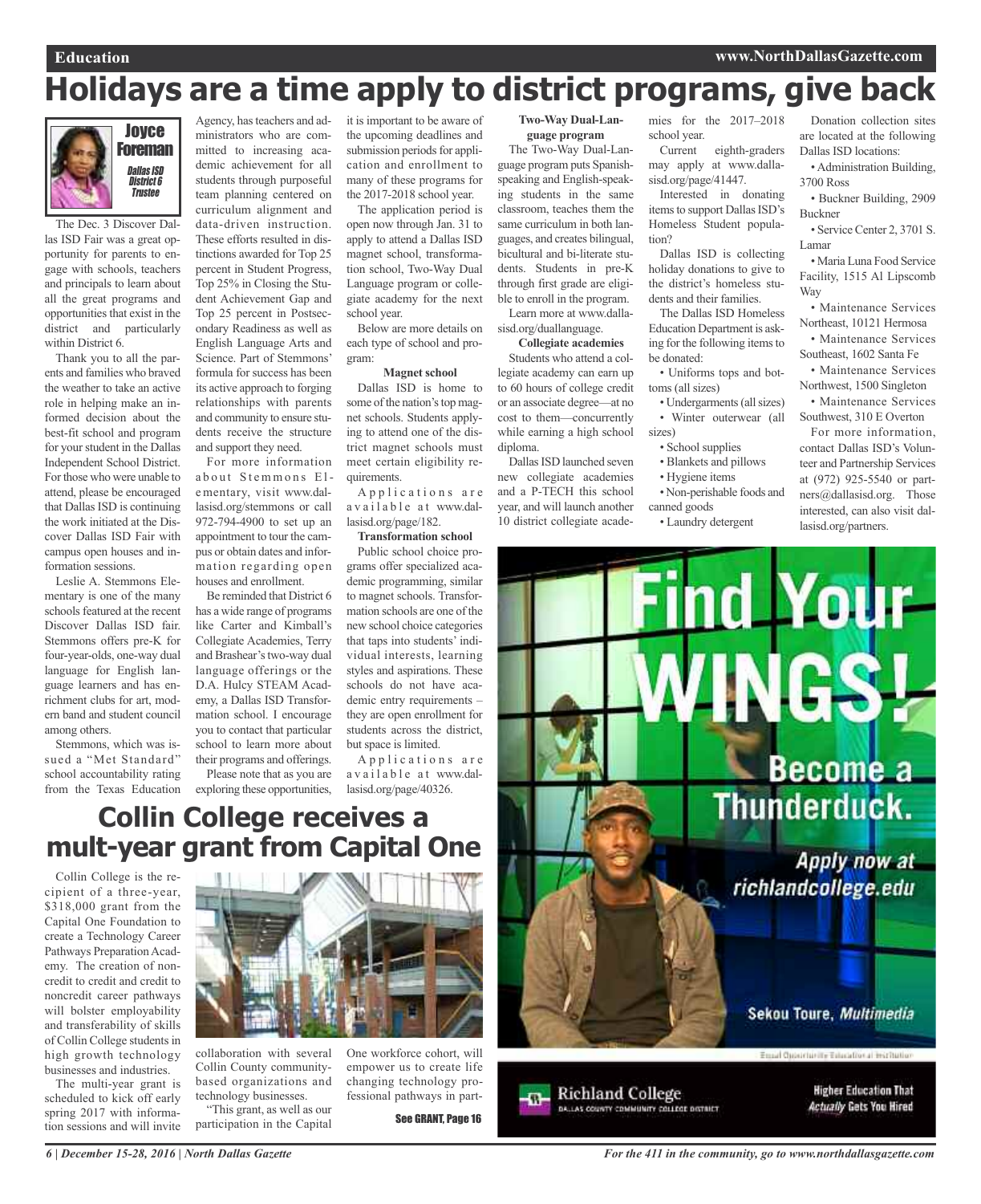# Holidays are a time apply to district programs, give back

**Joyce Foreman**
*Dallas ISD District 6 Trustee*

The Dec. 3 Discover Dallas ISD Fair was a great opportunity for parents to engage with schools, teachers and principals to learn about all the great programs and opportunities that exist in the district and particularly within District 6.

Thank you to all the parents and families who braved the weather to take an active role in helping make an informed decision about the best-fit school and program for your student in the Dallas Independent School District. For those who were unable to attend, please be encouraged that Dallas ISD is continuing the work initiated at the Discover Dallas ISD Fair with campus open houses and information sessions.

Leslie A. Stemmons Elementary is one of the many schools featured at the recent Discover Dallas ISD fair. Stemmons offers pre-K for four-year-olds, one-way dual language for English language learners and has enrichment clubs for art, modern band and student council among others.

Stemmons, which was issued a "Met Standard" school accountability rating from the Texas Education Agency, has teachers and administrators who are committed to increasing academic achievement for all students through purposeful team planning centered on curriculum alignment and data-driven instruction. These efforts resulted in distinctions awarded for Top 25 percent in Student Progress, Top 25% in Closing the Student Achievement Gap and Top 25 percent in Postsecondary Readiness as well as English Language Arts and Science. Part of Stemmons' formula for success has been its active approach to forging relationships with parents and community to ensure students receive the structure and support they need.

For more information about Stemmons Elementary, visit www.dallasisd.org/stemmons or call 972-794-4900 to set up an appointment to tour the campus or obtain dates and information regarding open houses and enrollment.

Be reminded that District 6 has a wide range of programs like Carter and Kimball's Collegiate Academies, Terry and Brashear's two-way dual language offerings or the D.A. Hulcy STEAM Academy, a Dallas ISD Transformation school. I encourage you to contact that particular school to learn more about their programs and offerings.

Please note that as you are exploring these opportunities, it is important to be aware of the upcoming deadlines and submission periods for application and enrollment to many of these programs for the 2017-2018 school year.

The application period is open now through Jan. 31 to apply to attend a Dallas ISD magnet school, transformation school, Two-Way Dual Language program or collegiate academy for the next school year.

Below are more details on each type of school and program:

**Magnet school**

Dallas ISD is home to some of the nation's top magnet schools. Students applying to attend one of the district magnet schools must meet certain eligibility requirements.

Applications are available at www.dallasisd.org/page/182.

**Transformation school**

Public school choice programs offer specialized academic programming, similar to magnet schools. Transformation schools are one of the new school choice categories that taps into students' individual interests, learning styles and aspirations. These schools do not have academic entry requirements – they are open enrollment for students across the district, but space is limited.

Applications are available at www.dallasisd.org/page/40326.

**Two-Way Dual-Language program**

The Two-Way Dual-Language program puts Spanish-speaking and English-speaking students in the same classroom, teaches them the same curriculum in both languages, and creates bilingual, bicultural and bi-literate students. Students in pre-K through first grade are eligible to enroll in the program.

Learn more at www.dallasisd.org/duallanguage.

**Collegiate academies**

Students who attend a collegiate academy can earn up to 60 hours of college credit or an associate degree—at no cost to them—concurrently while earning a high school diploma.

Dallas ISD launched seven new collegiate academies and a P-TECH this school year, and will launch another 10 district collegiate academies for the 2017–2018 school year.

Current eighth-graders may apply at www.dallasisd.org/page/41447.

Interested in donating items to support Dallas ISD's Homeless Student population?

Dallas ISD is collecting holiday donations to give to the district's homeless students and their families.

The Dallas ISD Homeless Education Department is asking for the following items to be donated:

- Uniforms tops and bottoms (all sizes)
- Undergarments (all sizes)
- Winter outerwear (all sizes)
- School supplies
- Blankets and pillows
- Hygiene items
- Non-perishable foods and canned goods
- Laundry detergent

Donation collection sites are located at the following Dallas ISD locations:

- Administration Building, 3700 Ross
- Buckner Building, 2909 Buckner
- Service Center 2, 3701 S. Lamar
- Maria Luna Food Service Facility, 1515 Al Lipscomb Way
- Maintenance Services Northeast, 10121 Hermosa
- Maintenance Services Southeast, 1602 Santa Fe
- Maintenance Services Northwest, 1500 Singleton
- Maintenance Services Southwest, 310 E Overton

For more information, contact Dallas ISD's Volunteer and Partnership Services at (972) 925-5540 or partners@dallasisd.org. Those interested, can also visit dallasisd.org/partners.

# Collin College receives a mult-year grant from Capital One

Collin College is the recipient of a three-year, $318,000 grant from the Capital One Foundation to create a Technology Career Pathways Preparation Academy. The creation of noncredit to credit and credit to noncredit career pathways will bolster employability and transferability of skills of Collin College students in high growth technology businesses and industries.

The multi-year grant is scheduled to kick off early spring 2017 with information sessions and will invite collaboration with several Collin County community-based organizations and technology businesses.

"This grant, as well as our participation in the Capital One workforce cohort, will empower us to create life changing technology professional pathways in part-

See GRANT, Page 16

Find Your WINGS! Become a Thunderduck. Apply now at richlandcollege.edu

Sekou Toure, *Multimedia*

Equal Opportunity Educational Institution

Richland College — Dallas County Community College District

Higher Education That *Actually* Gets You Hired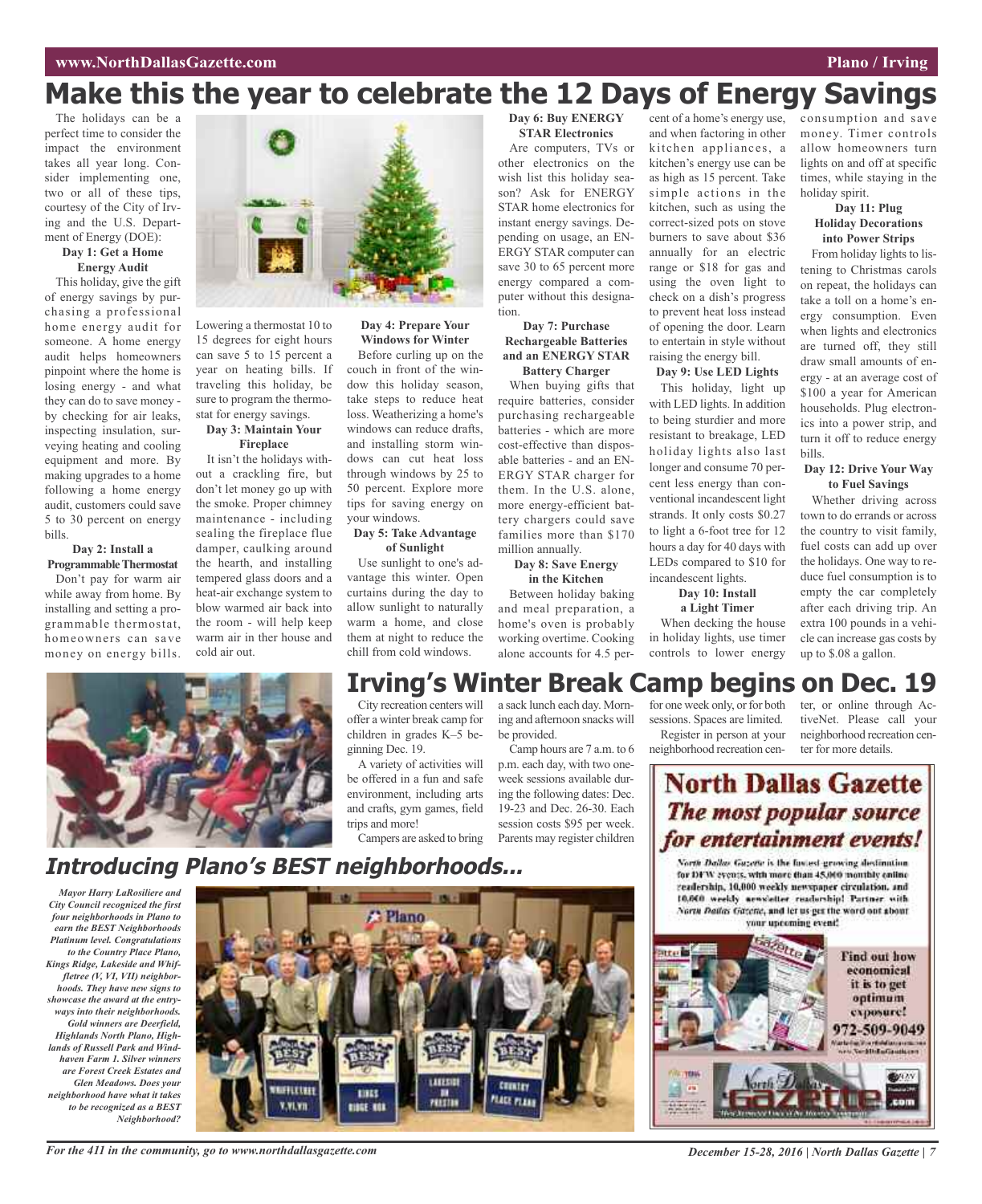# Make this the year to celebrate the 12 Days of Energy Savings

The holidays can be a perfect time to consider the impact the environment takes all year long. Consider implementing one, two or all of these tips, courtesy of the City of Irving and the U.S. Department of Energy (DOE):

**Day 1: Get a Home Energy Audit**

This holiday, give the gift of energy savings by purchasing a professional home energy audit for someone. A home energy audit helps homeowners pinpoint where the home is losing energy - and what they can do to save money - by checking for air leaks, inspecting insulation, surveying heating and cooling equipment and more. By making upgrades to a home following a home energy audit, customers could save 5 to 30 percent on energy bills.

**Day 2: Install a Programmable Thermostat**

Don't pay for warm air while away from home. By installing and setting a programmable thermostat, homeowners can save money on energy bills. Lowering a thermostat 10 to 15 degrees for eight hours can save 5 to 15 percent a year on heating bills. If traveling this holiday, be sure to program the thermostat for energy savings.

**Day 3: Maintain Your Fireplace**

It isn't the holidays without a crackling fire, but don't let money go up with the smoke. Proper chimney maintenance - including sealing the fireplace flue damper, caulking around the hearth, and installing tempered glass doors and a heat-air exchange system to blow warmed air back into the room - will help keep warm air in ther house and cold air out.

**Day 4: Prepare Your Windows for Winter**

Before curling up on the couch in front of the window this holiday season, take steps to reduce heat loss. Weatherizing a home's windows can reduce drafts, and installing storm windows can cut heat loss through windows by 25 to 50 percent. Explore more tips for saving energy on your windows.

**Day 5: Take Advantage of Sunlight**

Use sunlight to one's advantage this winter. Open curtains during the day to allow sunlight to naturally warm a home, and close them at night to reduce the chill from cold windows.

**Day 6: Buy ENERGY STAR Electronics**

Are computers, TVs or other electronics on the wish list this holiday season? Ask for ENERGY STAR home electronics for instant energy savings. Depending on usage, an ENERGY STAR computer can save 30 to 65 percent more energy compared a computer without this designation.

**Day 7: Purchase Rechargeable Batteries and an ENERGY STAR Battery Charger**

When buying gifts that require batteries, consider purchasing rechargeable batteries - which are more cost-effective than disposable batteries - and an ENERGY STAR charger for them. In the U.S. alone, more energy-efficient battery chargers could save families more than $170 million annually.

**Day 8: Save Energy in the Kitchen**

Between holiday baking and meal preparation, a home's oven is probably working overtime. Cooking alone accounts for 4.5 percent of a home's energy use, and when factoring in other kitchen appliances, a kitchen's energy use can be as high as 15 percent. Take simple actions in the kitchen, such as using the correct-sized pots on stove burners to save about $36 annually for an electric range or $18 for gas and using the oven light to check on a dish's progress to prevent heat loss instead of opening the door. Learn to entertain in style without raising the energy bill.

**Day 9: Use LED Lights**

This holiday, light up with LED lights. In addition to being sturdier and more resistant to breakage, LED holiday lights also last longer and consume 70 percent less energy than conventional incandescent light strands. It only costs $0.27 to light a 6-foot tree for 12 hours a day for 40 days with LEDs compared to $10 for incandescent lights.

**Day 10: Install a Light Timer**

When decking the house in holiday lights, use timer controls to lower energy consumption and save money. Timer controls allow homeowners turn lights on and off at specific times, while staying in the holiday spirit.

**Day 11: Plug Holiday Decorations into Power Strips**

From holiday lights to listening to Christmas carols on repeat, the holidays can take a toll on a home's energy consumption. Even when lights and electronics are turned off, they still draw small amounts of energy - at an average cost of $100 a year for American households. Plug electronics into a power strip, and turn it off to reduce energy bills.

**Day 12: Drive Your Way to Fuel Savings**

Whether driving across town to do errands or across the country to visit family, fuel costs can add up over the holidays. One way to reduce fuel consumption is to empty the car completely after each driving trip. An extra 100 pounds in a vehicle can increase gas costs by up to $.08 a gallon.

# Irving's Winter Break Camp begins on Dec. 19

City recreation centers will offer a winter break camp for children in grades K–5 beginning Dec. 19.

A variety of activities will be offered in a fun and safe environment, including arts and crafts, gym games, field trips and more!

Campers are asked to bring a sack lunch each day. Morning and afternoon snacks will be provided.

Camp hours are 7 a.m. to 6 p.m. each day, with two one-week sessions available during the following dates: Dec. 19-23 and Dec. 26-30. Each session costs $95 per week. Parents may register children for one week only, or for both sessions. Spaces are limited.

Register in person at your neighborhood recreation center, or online through ActiveNet. Please call your neighborhood recreation center for more details.

# *Introducing Plano's BEST neighborhoods...*

*Mayor Harry LaRosiliere and City Council recognized the first four neighborhoods in Plano to earn the BEST Neighborhoods Platinum level. Congratulations to the Country Place Plano, Kings Ridge, Lakeside and Whiffletree (V, VI, VII) neighborhoods. They have new signs to showcase the award at the entryways into their neighborhoods. Gold winners are Deerfield, Highlands North Plano, Highlands of Russell Park and Windhaven Farm 1. Silver winners are Forest Creek Estates and Glen Meadows. Does your neighborhood have what it takes to be recognized as a BEST Neighborhood?*

**North Dallas Gazette**
***The most popular source for entertainment events!***

North Dallas Gazette is the fastest-growing destination for DFW events, with more than 45,000 monthly online readership, 10,000 weekly newspaper circulation, and 10,000 weekly newsletter readership! Partner with North Dallas Gazette, and let us get the word out about your upcoming event!

Find out how economical it is to get optimum exposure!
972-509-9049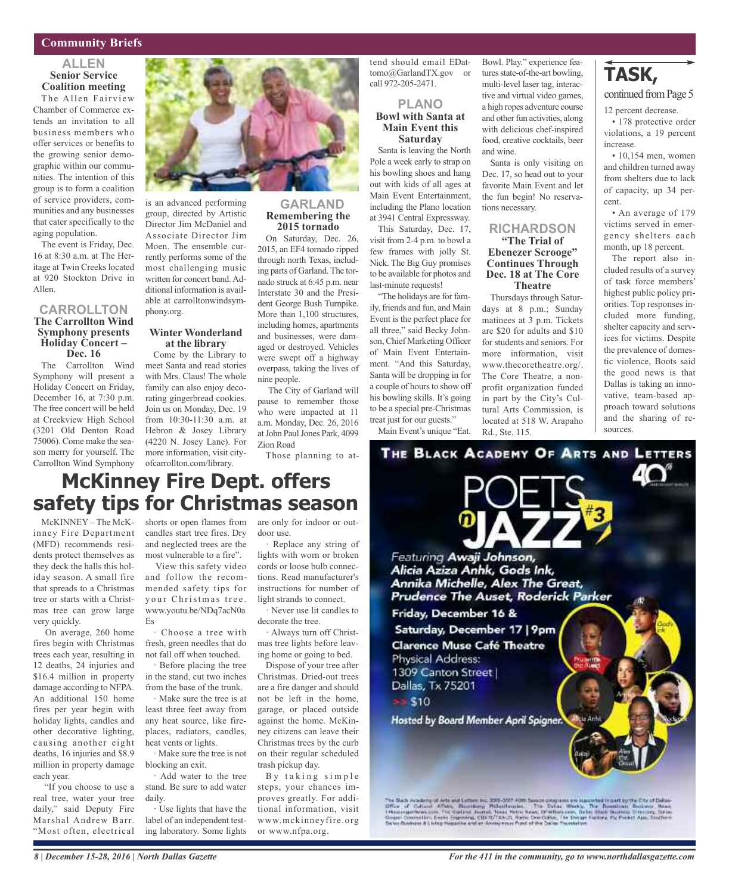## Community Briefs

### ALLEN

#### Senior Service Coalition meeting

The Allen Fairview Chamber of Commerce extends an invitation to all business members who offer services or benefits to the growing senior demographic within our communities. The intention of this group is to form a coalition of service providers, communities and any businesses that cater specifically to the aging population.

The event is Friday, Dec. 16 at 8:30 a.m. at The Heritage at Twin Creeks located at 920 Stockton Drive in Allen.

### CARROLLTON

#### The Carrollton Wind Symphony presents Holiday Concert – Dec. 16

The Carrollton Wind Symphony will present a Holiday Concert on Friday, December 16, at 7:30 p.m. The free concert will be held at Creekview High School (3201 Old Denton Road 75006). Come make the season merry for yourself. The Carrollton Wind Symphony is an advanced performing group, directed by Artistic Director Jim McDaniel and Associate Director Jim Moen. The ensemble currently performs some of the most challenging music written for concert band. Additional information is available at carrolltonwindsymphony.org.

#### Winter Wonderland at the library

Come by the Library to meet Santa and read stories with Mrs. Claus! The whole family can also enjoy decorating gingerbread cookies. Join us on Monday, Dec. 19 from 10:30-11:30 a.m. at Hebron & Josey Library (4220 N. Josey Lane). For more information, visit cityofcarrollton.com/library.

### GARLAND

#### Remembering the 2015 tornado

On Saturday, Dec. 26, 2015, an EF4 tornado ripped through north Texas, including parts of Garland. The tornado struck at 6:45 p.m. near Interstate 30 and the President George Bush Turnpike. More than 1,100 structures, including homes, apartments and businesses, were damaged or destroyed. Vehicles were swept off a highway overpass, taking the lives of nine people.

The City of Garland will pause to remember those who were impacted at 11 a.m. Monday, Dec. 26, 2016 at John Paul Jones Park, 4099 Zion Road

Those planning to attend should email EDattomo@GarlandTX.gov or call 972-205-2471.

### PLANO

#### Bowl with Santa at Main Event this Saturday

Santa is leaving the North Pole a week early to strap on his bowling shoes and hang out with kids of all ages at Main Event Entertainment, including the Plano location at 3941 Central Expressway.

This Saturday, Dec. 17, visit from 2-4 p.m. to bowl a few frames with jolly St. Nick. The Big Guy promises to be available for photos and last-minute requests!

"The holidays are for family, friends and fun, and Main Event is the perfect place for all three," said Becky Johnson, Chief Marketing Officer of Main Event Entertainment. "And this Saturday, Santa will be dropping in for a couple of hours to show off his bowling skills. It's going to be a special pre-Christmas treat just for our guests."

Main Event's unique "Eat. Bowl. Play." experience features state-of-the-art bowling, multi-level laser tag, interactive and virtual video games, a high ropes adventure course and other fun activities, along with delicious chef-inspired food, creative cocktails, beer and wine.

Santa is only visiting on Dec. 17, so head out to your favorite Main Event and let the fun begin! No reservations necessary.

### RICHARDSON

#### "The Trial of Ebenezer Scrooge" Continues Through Dec. 18 at The Core Theatre

Thursdays through Saturdays at 8 p.m.; Sunday matinees at 3 p.m. Tickets are $20 for adults and $10 for students and seniors. For more information, visit www.thecoretheatre.org/. The Core Theatre, a nonprofit organization funded in part by the City's Cultural Arts Commission, is located at 518 W. Arapaho Rd., Ste. 115.

## TASK,

continued from Page 5

12 percent decrease.

- 178 protective order violations, a 19 percent increase.
- 10,154 men, women and children turned away from shelters due to lack of capacity, up 34 percent.
- An average of 179 victims served in emergency shelters each month, up 18 percent.

The report also included results of a survey of task force members' highest public policy priorities. Top responses included more funding, shelter capacity and services for victims. Despite the prevalence of domestic violence, Boots said the good news is that Dallas is taking an innovative, team-based approach toward solutions and the sharing of resources.

# McKinney Fire Dept. offers safety tips for Christmas season

McKINNEY – The McKinney Fire Department (MFD) recommends residents protect themselves as they deck the halls this holiday season. A small fire that spreads to a Christmas tree or starts with a Christmas tree can grow large very quickly.

On average, 260 home fires begin with Christmas trees each year, resulting in 12 deaths, 24 injuries and $16.4 million in property damage according to NFPA. An additional 150 home fires per year begin with holiday lights, candles and other decorative lighting, causing another eight deaths, 16 injuries and $8.9 million in property damage each year.

"If you choose to use a real tree, water your tree daily," said Deputy Fire Marshal Andrew Barr. "Most often, electrical shorts or open flames from candles start tree fires. Dry and neglected trees are the most vulnerable to a fire".

View this safety video and follow the recommended safety tips for your Christmas tree. www.youtu.be/NDq7acN0aEs

· Choose a tree with fresh, green needles that do not fall off when touched.

· Before placing the tree in the stand, cut two inches from the base of the trunk.

· Make sure the tree is at least three feet away from any heat source, like fireplaces, radiators, candles, heat vents or lights.

· Make sure the tree is not blocking an exit.

· Add water to the tree stand. Be sure to add water daily.

· Use lights that have the label of an independent testing laboratory. Some lights are only for indoor or outdoor use.

· Replace any string of lights with worn or broken cords or loose bulb connections. Read manufacturer's instructions for number of light strands to connect.

· Never use lit candles to decorate the tree.

· Always turn off Christmas tree lights before leaving home or going to bed.

Dispose of your tree after Christmas. Dried-out trees are a fire danger and should not be left in the home, garage, or placed outside against the home. McKinney citizens can leave their Christmas trees by the curb on their regular scheduled trash pickup day.

By taking simple steps, your chances improves greatly. For additional information, visit www.mckinneyfire.org or www.nfpa.org.

THE BLACK ACADEMY OF ARTS AND LETTERS 40th

POETS n JAZZ #3

Featuring Awaji Johnson, Alicia Aziza Anhk, Gods Ink, Annika Michelle, Alex The Great, Prudence The Auset, Roderick Parker

Friday, December 16 & Saturday, December 17 | 9pm

Clarence Muse Café Theatre

Physical Address: 1309 Canton Street | Dallas, Tx 75201

$10

Hosted by Board Member April Spigner.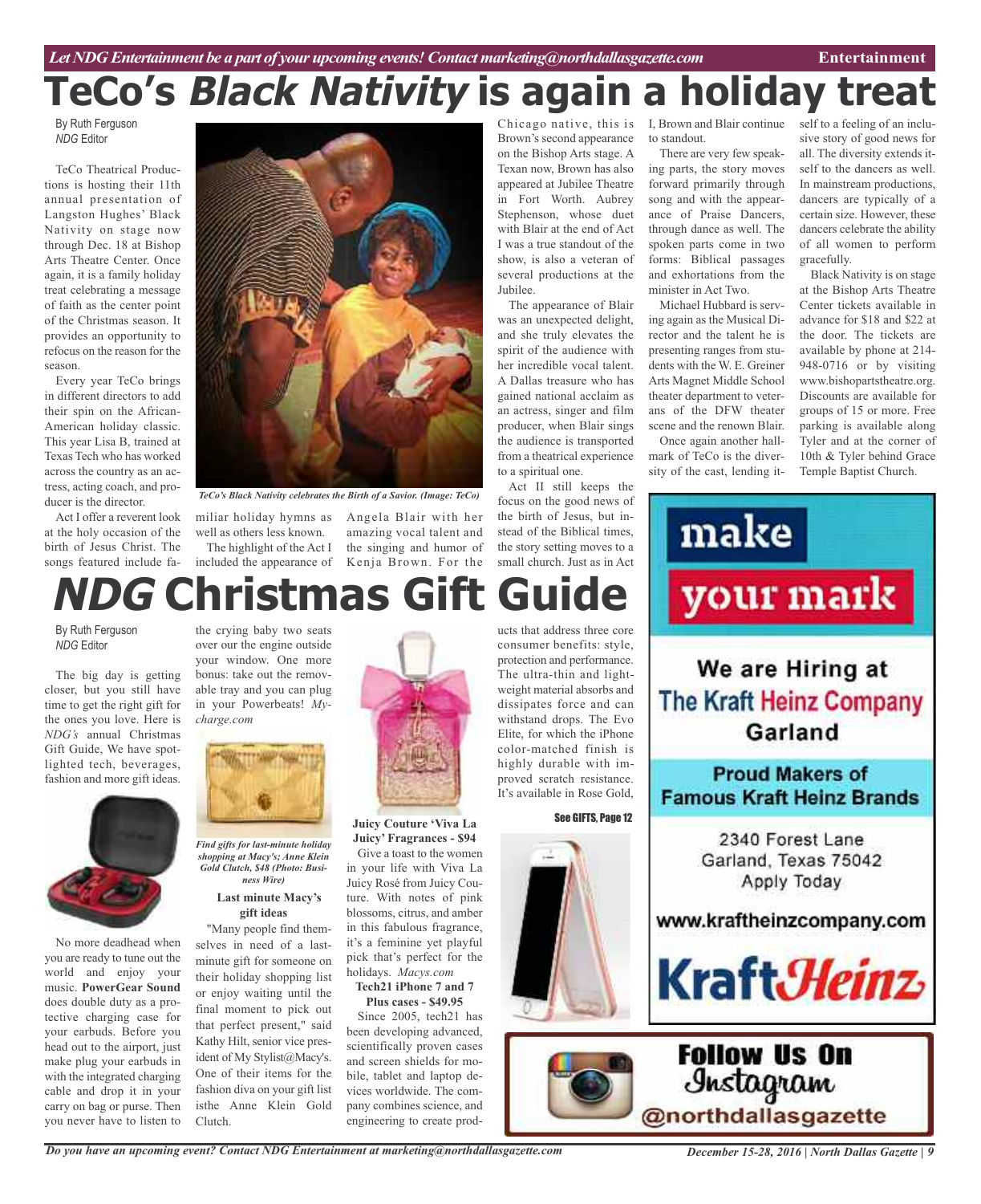# TeCo's *Black Nativity* is again a holiday treat

By Ruth Ferguson
*NDG* Editor

TeCo Theatrical Productions is hosting their 11th annual presentation of Langston Hughes' Black Nativity on stage now through Dec. 18 at Bishop Arts Theatre Center. Once again, it is a family holiday treat celebrating a message of faith as the center point of the Christmas season. It provides an opportunity to refocus on the reason for the season.

Every year TeCo brings in different directors to add their spin on the African-American holiday classic. This year Lisa B, trained at Texas Tech who has worked across the country as an actress, acting coach, and producer is the director.

*TeCo's Black Nativity celebrates the Birth of a Savior. (Image: TeCo)*

Act I offer a reverent look at the holy occasion of the birth of Jesus Christ. The songs featured include familiar holiday hymns as well as others less known.

The highlight of the Act I included the appearance of Angela Blair with her amazing vocal talent and the singing and humor of Kenja Brown. For the Chicago native, this is Brown's second appearance on the Bishop Arts stage. A Texan now, Brown has also appeared at Jubilee Theatre in Fort Worth. Aubrey Stephenson, whose duet with Blair at the end of Act I was a true standout of the show, is also a veteran of several productions at the Jubilee.

The appearance of Blair was an unexpected delight, and she truly elevates the spirit of the audience with her incredible vocal talent. A Dallas treasure who has gained national acclaim as an actress, singer and film producer, when Blair sings the audience is transported from a theatrical experience to a spiritual one.

Act II still keeps the focus on the good news of the birth of Jesus, but instead of the Biblical times, the story setting moves to a small church. Just as in Act I, Brown and Blair continue to standout.

There are very few speaking parts, the story moves forward primarily through song and with the appearance of Praise Dancers, through dance as well. The spoken parts come in two forms: Biblical passages and exhortations from the minister in Act Two.

Michael Hubbard is serving again as the Musical Director and the talent he is presenting ranges from students with the W. E. Greiner Arts Magnet Middle School theater department to veterans of the DFW theater scene and the renown Blair.

Once again another hallmark of TeCo is the diversity of the cast, lending itself to a feeling of an inclusive story of good news for all. The diversity extends itself to the dancers as well. In mainstream productions, dancers are typically of a certain size. However, these dancers celebrate the ability of all women to perform gracefully.

Black Nativity is on stage at the Bishop Arts Theatre Center tickets available in advance for $18 and $22 at the door. The tickets are available by phone at 214-948-0716 or by visiting www.bishopartstheatre.org. Discounts are available for groups of 15 or more. Free parking is available along Tyler and at the corner of 10th & Tyler behind Grace Temple Baptist Church.

# *NDG* Christmas Gift Guide

By Ruth Ferguson
*NDG* Editor

The big day is getting closer, but you still have time to get the right gift for the ones you love. Here is *NDG's* annual Christmas Gift Guide, We have spotlighted tech, beverages, fashion and more gift ideas.

No more deadhead when you are ready to tune out the world and enjoy your music. **PowerGear Sound** does double duty as a protective charging case for your earbuds. Before you head out to the airport, just make plug your earbuds in with the integrated charging cable and drop it in your carry on bag or purse. Then you never have to listen to the crying baby two seats over our the engine outside your window. One more bonus: take out the removable tray and you can plug in your Powerbeats! *Mycharge.com*

*Find gifts for last-minute holiday shopping at Macy's; Anne Klein Gold Clutch, $48 (Photo: Business Wire)*

**Last minute Macy's gift ideas**

"Many people find themselves in need of a last-minute gift for someone on their holiday shopping list or enjoy waiting until the final moment to pick out that perfect present," said Kathy Hilt, senior vice president of My Stylist@Macy's. One of their items for the fashion diva on your gift list isthe Anne Klein Gold Clutch.

**Juicy Couture 'Viva La Juicy' Fragrances - $94**

Give a toast to the women in your life with Viva La Juicy Rosé from Juicy Couture. With notes of pink blossoms, citrus, and amber in this fabulous fragrance, it's a feminine yet playful pick that's perfect for the holidays. *Macys.com*

**Tech21 iPhone 7 and 7 Plus cases - $49.95**

Since 2005, tech21 has been developing advanced, scientifically proven cases and screen shields for mobile, tablet and laptop devices worldwide. The company combines science, and engineering to create products that address three core consumer benefits: style, protection and performance. The ultra-thin and lightweight material absorbs and dissipates force and can withstand drops. The Evo Elite, for which the iPhone color-matched finish is highly durable with improved scratch resistance. It's available in Rose Gold,

See GIFTS, Page 12

make your mark

We are Hiring at The Kraft Heinz Company Garland

Proud Makers of Famous Kraft Heinz Brands

2340 Forest Lane
Garland, Texas 75042
Apply Today

www.kraftheinzcompany.com

KraftHeinz

Follow Us On Instagram @northdallasgazette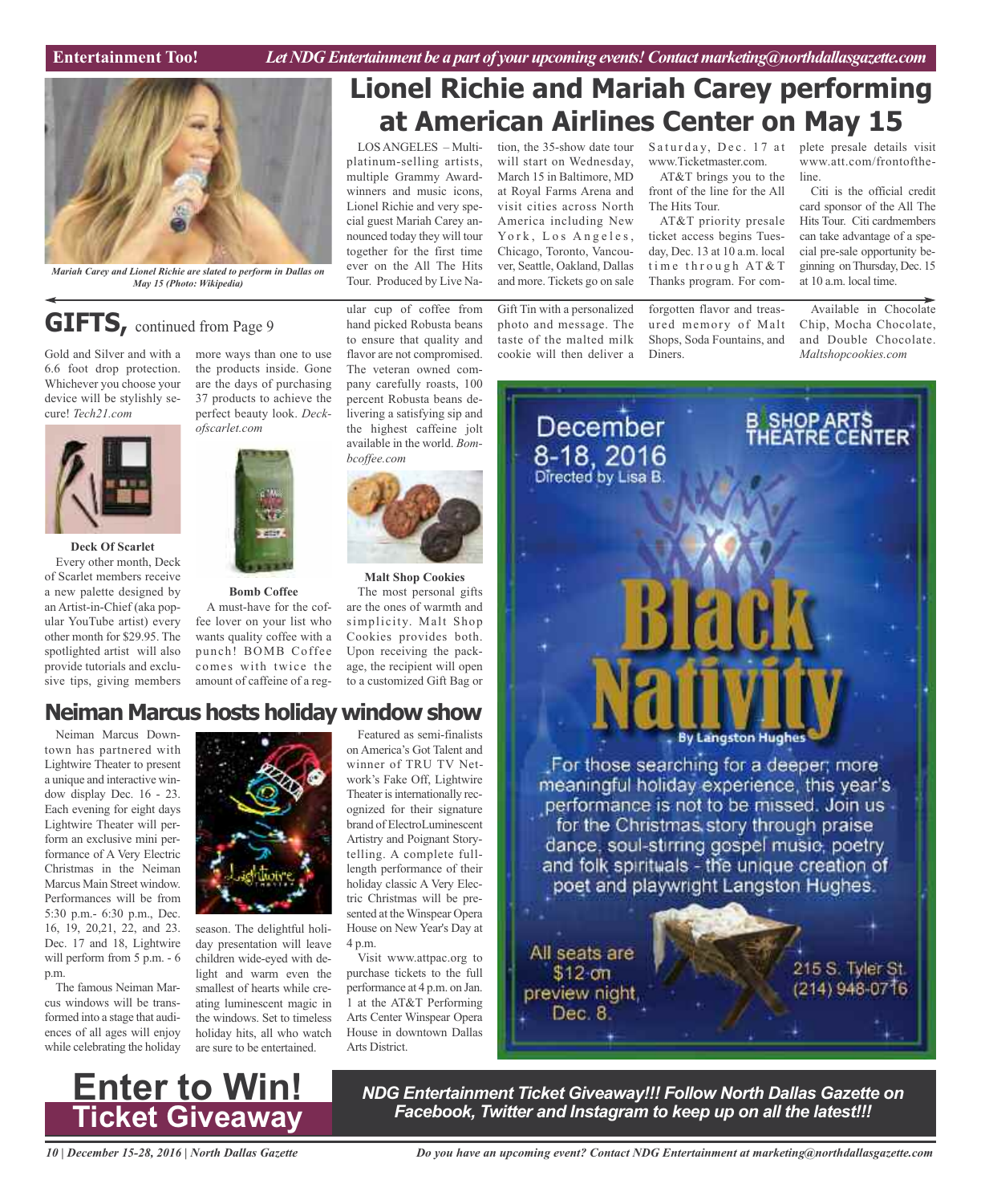# Lionel Richie and Mariah Carey performing at American Airlines Center on May 15

*Mariah Carey and Lionel Richie are slated to perform in Dallas on May 15 (Photo: Wikipedia)*

LOS ANGELES – Multi-platinum-selling artists, multiple Grammy Award-winners and music icons, Lionel Richie and very special guest Mariah Carey announced today they will tour together for the first time ever on the All The Hits Tour. Produced by Live Nation, the 35-show date tour will start on Wednesday, March 15 in Baltimore, MD at Royal Farms Arena and visit cities across North America including New York, Los Angeles, Chicago, Toronto, Vancouver, Seattle, Oakland, Dallas and more. Tickets go on sale Saturday, Dec. 17 at www.Ticketmaster.com.

AT&T brings you to the front of the line for the All The Hits Tour.

AT&T priority presale ticket access begins Tuesday, Dec. 13 at 10 a.m. local time through AT&T Thanks program. For complete presale details visit www.att.com/frontoftheline.

Citi is the official credit card sponsor of the All The Hits Tour. Citi cardmembers can take advantage of a special pre-sale opportunity beginning on Thursday, Dec. 15 at 10 a.m. local time.

## GIFTS, continued from Page 9

Gold and Silver and with a 6.6 foot drop protection. Whichever you choose your device will be stylishly secure! *Tech21.com*

**Deck Of Scarlet**

Every other month, Deck of Scarlet members receive a new palette designed by an Artist-in-Chief (aka popular YouTube artist) every other month for $29.95. The spotlighted artist will also provide tutorials and exclusive tips, giving members more ways than one to use the products inside. Gone are the days of purchasing 37 products to achieve the perfect beauty look. *Deckofscarlet.com*

**Bomb Coffee**

A must-have for the coffee lover on your list who wants quality coffee with a punch! BOMB Coffee comes with twice the amount of caffeine of a regular cup of coffee from hand picked Robusta beans to ensure that quality and flavor are not compromised. The veteran owned company carefully roasts, 100 percent Robusta beans delivering a satisfying sip and the highest caffeine jolt available in the world. *Bombcoffee.com*

**Malt Shop Cookies**

The most personal gifts are the ones of warmth and simplicity. Malt Shop Cookies provides both. Upon receiving the package, the recipient will open to a customized Gift Bag or Gift Tin with a personalized photo and message. The taste of the malted milk cookie will then deliver a forgotten flavor and treasured memory of Malt Shops, Soda Fountains, and Diners.

Available in Chocolate Chip, Mocha Chocolate, and Double Chocolate. *Maltshopcookies.com*

## Neiman Marcus hosts holiday window show

Neiman Marcus Downtown has partnered with Lightwire Theater to present a unique and interactive window display Dec. 16 - 23. Each evening for eight days Lightwire Theater will perform an exclusive mini performance of A Very Electric Christmas in the Neiman Marcus Main Street window. Performances will be from 5:30 p.m.- 6:30 p.m., Dec. 16, 19, 20,21, 22, and 23. Dec. 17 and 18, Lightwire will perform from 5 p.m. - 6 p.m.

The famous Neiman Marcus windows will be transformed into a stage that audiences of all ages will enjoy while celebrating the holiday season. The delightful holiday presentation will leave children wide-eyed with delight and warm even the smallest of hearts while creating luminescent magic in the windows. Set to timeless holiday hits, all who watch are sure to be entertained.

Featured as semi-finalists on America's Got Talent and winner of TRU TV Network's Fake Off, Lightwire Theater is internationally recognized for their signature brand of ElectroLuminescent Artistry and Poignant Storytelling. A complete full-length performance of their holiday classic A Very Electric Christmas will be presented at the Winspear Opera House on New Year's Day at 4 p.m.

Visit www.attpac.org to purchase tickets to the full performance at 4 p.m. on Jan. 1 at the AT&T Performing Arts Center Winspear Opera House in downtown Dallas Arts District.

**December 8-18, 2016**
Directed by Lisa B.

**BISHOP ARTS THEATRE CENTER**

# Black Nativity

By Langston Hughes

For those searching for a deeper, more meaningful holiday experience, this year's performance is not to be missed. Join us for the Christmas story through praise dance, soul-stirring gospel music, poetry and folk spirituals - the unique creation of poet and playwright Langston Hughes.

All seats are $12 on preview night, Dec. 8.

215 S. Tyler St.
(214) 948-0716

## Enter to Win! Ticket Giveaway

***NDG Entertainment Ticket Giveaway!!! Follow North Dallas Gazette on Facebook, Twitter and Instagram to keep up on all the latest!!!***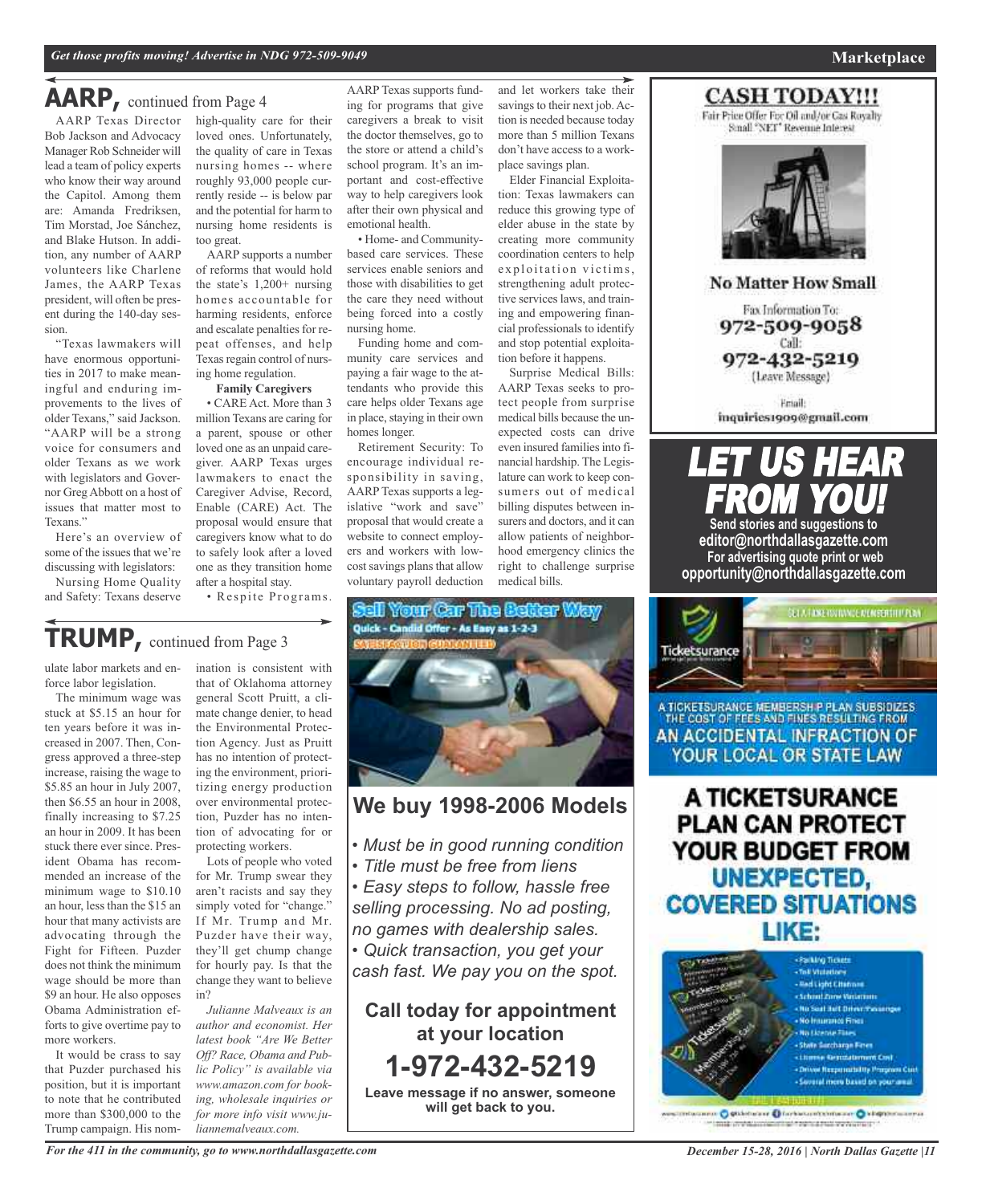# AARP, continued from Page 4

AARP Texas Director Bob Jackson and Advocacy Manager Rob Schneider will lead a team of policy experts who know their way around the Capitol. Among them are: Amanda Fredriksen, Tim Morstad, Joe Sánchez, and Blake Hutson. In addition, any number of AARP volunteers like Charlene James, the AARP Texas president, will often be present during the 140-day session.

"Texas lawmakers will have enormous opportunities in 2017 to make meaningful and enduring improvements to the lives of older Texans," said Jackson. "AARP will be a strong voice for consumers and older Texans as we work with legislators and Governor Greg Abbott on a host of issues that matter most to Texans."

Here's an overview of some of the issues that we're discussing with legislators:

Nursing Home Quality and Safety: Texans deserve high-quality care for their loved ones. Unfortunately, the quality of care in Texas nursing homes -- where roughly 93,000 people currently reside -- is below par and the potential for harm to nursing home residents is too great.

AARP supports a number of reforms that would hold the state's 1,200+ nursing homes accountable for harming residents, enforce and escalate penalties for repeat offenses, and help Texas regain control of nursing home regulation.

**Family Caregivers**

• CARE Act. More than 3 million Texans are caring for a parent, spouse or other loved one as an unpaid caregiver. AARP Texas urges lawmakers to enact the Caregiver Advise, Record, Enable (CARE) Act. The proposal would ensure that caregivers know what to do to safely look after a loved one as they transition home after a hospital stay.

• Respite Programs. AARP Texas supports funding for programs that give caregivers a break to visit the doctor themselves, go to the store or attend a child's school program. It's an important and cost-effective way to help caregivers look after their own physical and emotional health.

• Home- and Community-based care services. These services enable seniors and those with disabilities to get the care they need without being forced into a costly nursing home.

Funding home and community care services and paying a fair wage to the attendants who provide this care helps older Texans age in place, staying in their own homes longer.

Retirement Security: To encourage individual responsibility in saving, AARP Texas supports a legislative "work and save" proposal that would create a website to connect employers and workers with low-cost savings plans that allow voluntary payroll deduction and let workers take their savings to their next job. Action is needed because today more than 5 million Texans don't have access to a workplace savings plan.

Elder Financial Exploitation: Texas lawmakers can reduce this growing type of elder abuse in the state by creating more community coordination centers to help exploitation victims, strengthening adult protective services laws, and training and empowering financial professionals to identify and stop potential exploitation before it happens.

Surprise Medical Bills: AARP Texas seeks to protect people from surprise medical bills because the unexpected costs can drive even insured families into financial hardship. The Legislature can work to keep consumers out of medical billing disputes between insurers and doctors, and it can allow patients of neighborhood emergency clinics the right to challenge surprise medical bills.

# TRUMP, continued from Page 3

ulate labor markets and enforce labor legislation.

The minimum wage was stuck at $5.15 an hour for ten years before it was increased in 2007. Then, Congress approved a three-step increase, raising the wage to $5.85 an hour in July 2007, then $6.55 an hour in 2008, finally increasing to $7.25 an hour in 2009. It has been stuck there ever since. President Obama has recommended an increase of the minimum wage to $10.10 an hour, less than the $15 an hour that many activists are advocating through the Fight for Fifteen. Puzder does not think the minimum wage should be more than $9 an hour. He also opposes Obama Administration efforts to give overtime pay to more workers.

It would be crass to say that Puzder purchased his position, but it is important to note that he contributed more than $300,000 to the Trump campaign. His nomination is consistent with that of Oklahoma attorney general Scott Pruitt, a climate change denier, to head the Environmental Protection Agency. Just as Pruitt has no intention of protecting the environment, prioritizing energy production over environmental protection, Puzder has no intention of advocating for or protecting workers.

Lots of people who voted for Mr. Trump swear they aren't racists and say they simply voted for "change." If Mr. Trump and Mr. Puzder have their way, they'll get chump change for hourly pay. Is that the change they want to believe in?

*Julianne Malveaux is an author and economist. Her latest book "Are We Better Off? Race, Obama and Public Policy" is available via www.amazon.com for booking, wholesale inquiries or for more info visit www.juliannemalveaux.com.*

**Sell Your Car The Better Way**
Quick - Candid Offer - As Easy as 1-2-3
SATISFACTION GUARANTEED

## We buy 1998-2006 Models

- *Must be in good running condition*
- *Title must be free from liens*
- *Easy steps to follow, hassle free selling processing. No ad posting, no games with dealership sales.*
- *Quick transaction, you get your cash fast. We pay you on the spot.*

**Call today for appointment at your location**

**1-972-432-5219**

**Leave message if no answer, someone will get back to you.**

**CASH TODAY!!!**
Fair Price Offer For Oil and/or Gas Royalty
Small "NET" Revenue Interest

**No Matter How Small**
Fax Information To:
972-509-9058
Call:
972-432-5219
(Leave Message)
Email:
inquiries1909@gmail.com

**LET US HEAR FROM YOU!**
**Send stories and suggestions to editor@northdallasgazette.com**
**For advertising quote print or web opportunity@northdallasgazette.com**

Ticketsurance
A TICKETSURANCE MEMBERSHIP PLAN SUBSIDIZES THE COST OF FEES AND FINES RESULTING FROM AN ACCIDENTAL INFRACTION OF YOUR LOCAL OR STATE LAW

**A TICKETSURANCE PLAN CAN PROTECT YOUR BUDGET FROM UNEXPECTED, COVERED SITUATIONS LIKE:**

- Parking Tickets
- Toll Violations
- Red Light Citations
- School Zone Violations
- No Seat Belt Driver/Passenger
- No Insurance Fines
- No License Fines
- State Surcharge Fines
- License Reinstatement Cost
- Driver Responsibility Program Cost
- Several more based on your area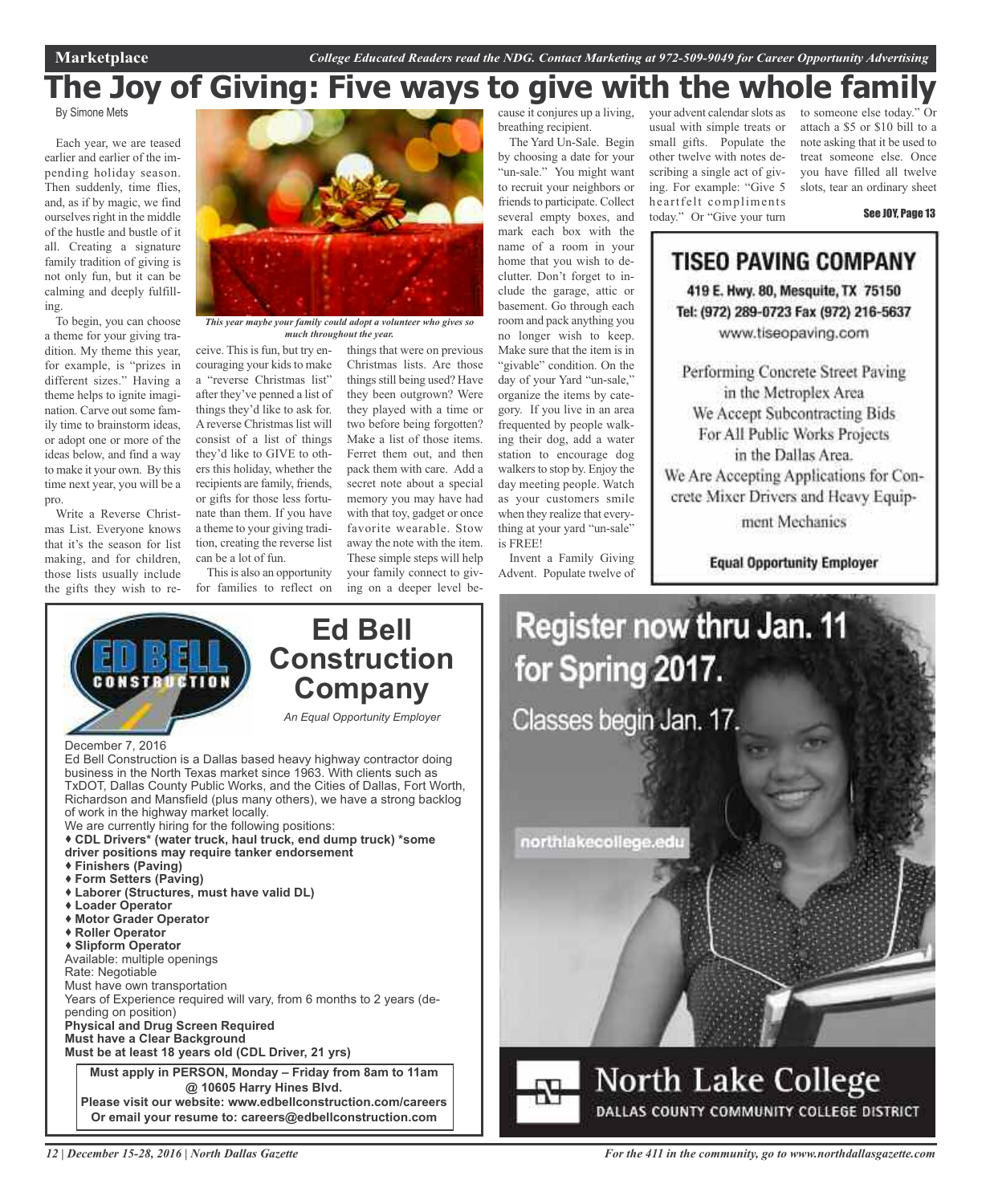# The Joy of Giving: Five ways to give with the whole family

By Simone Mets

Each year, we are teased earlier and earlier of the impending holiday season. Then suddenly, time flies, and, as if by magic, we find ourselves right in the middle of the hustle and bustle of it all. Creating a signature family tradition of giving is not only fun, but it can be calming and deeply fulfilling.

To begin, you can choose a theme for your giving tradition. My theme this year, for example, is "prizes in different sizes." Having a theme helps to ignite imagination. Carve out some family time to brainstorm ideas, or adopt one or more of the ideas below, and find a way to make it your own. By this time next year, you will be a pro.

Write a Reverse Christmas List. Everyone knows that it's the season for list making, and for children, those lists usually include the gifts they wish to receive. This is fun, but try encouraging your kids to make a "reverse Christmas list" after they've penned a list of things they'd like to ask for. A reverse Christmas list will consist of a list of things they'd like to GIVE to others this holiday, whether the recipients are family, friends, or gifts for those less fortunate than them. If you have a theme to your giving tradition, creating the reverse list can be a lot of fun.

*This year maybe your family could adopt a volunteer who gives so much throughout the year.*

This is also an opportunity for families to reflect on things that were on previous Christmas lists. Are those things still being used? Have they been outgrown? Were they played with a time or two before being forgotten? Make a list of those items. Ferret them out, and then pack them with care. Add a secret note about a special memory you may have had with that toy, gadget or once favorite wearable. Stow away the note with the item. These simple steps will help your family connect to giving on a deeper level because it conjures up a living, breathing recipient.

The Yard Un-Sale. Begin by choosing a date for your "un-sale." You might want to recruit your neighbors or friends to participate. Collect several empty boxes, and mark each box with the name of a room in your home that you wish to declutter. Don't forget to include the garage, attic or basement. Go through each room and pack anything you no longer wish to keep. Make sure that the item is in "givable" condition. On the day of your Yard "un-sale," organize the items by category. If you live in an area frequented by people walking their dog, add a water station to encourage dog walkers to stop by. Enjoy the day meeting people. Watch as your customers smile when they realize that everything at your yard "un-sale" is FREE!

Invent a Family Giving Advent. Populate twelve of your advent calendar slots as usual with simple treats or small gifts. Populate the other twelve with notes describing a single act of giving. For example: "Give 5 heartfelt compliments today." Or "Give your turn to someone else today." Or attach a $5 or $10 bill to a note asking that it be used to treat someone else. Once you have filled all twelve slots, tear an ordinary sheet

**See JOY, Page 13**

---

## TISEO PAVING COMPANY

419 E. Hwy. 80, Mesquite, TX 75150
Tel: (972) 289-0723 Fax (972) 216-5637
www.tiseopaving.com

Performing Concrete Street Paving in the Metroplex Area
We Accept Subcontracting Bids For All Public Works Projects in the Dallas Area.
We Are Accepting Applications for Concrete Mixer Drivers and Heavy Equipment Mechanics

**Equal Opportunity Employer**

---

## Ed Bell Construction Company

*An Equal Opportunity Employer*

December 7, 2016

Ed Bell Construction is a Dallas based heavy highway contractor doing business in the North Texas market since 1963. With clients such as TxDOT, Dallas County Public Works, and the Cities of Dallas, Fort Worth, Richardson and Mansfield (plus many others), we have a strong backlog of work in the highway market locally.

We are currently hiring for the following positions:

- **CDL Drivers\* (water truck, haul truck, end dump truck) \*some driver positions may require tanker endorsement**
- **Finishers (Paving)**
- **Form Setters (Paving)**
- **Laborer (Structures, must have valid DL)**
- **Loader Operator**
- **Motor Grader Operator**
- **Roller Operator**
- **Slipform Operator**

Available: multiple openings
Rate: Negotiable
Must have own transportation
Years of Experience required will vary, from 6 months to 2 years (depending on position)
**Physical and Drug Screen Required**
**Must have a Clear Background**
**Must be at least 18 years old (CDL Driver, 21 yrs)**

**Must apply in PERSON, Monday – Friday from 8am to 11am @ 10605 Harry Hines Blvd.**
**Please visit our website: www.edbellconstruction.com/careers**
**Or email your resume to: careers@edbellconstruction.com**

---

## Register now thru Jan. 11 for Spring 2017.

Classes begin Jan. 17.

northlakecollege.edu

**North Lake College**
DALLAS COUNTY COMMUNITY COLLEGE DISTRICT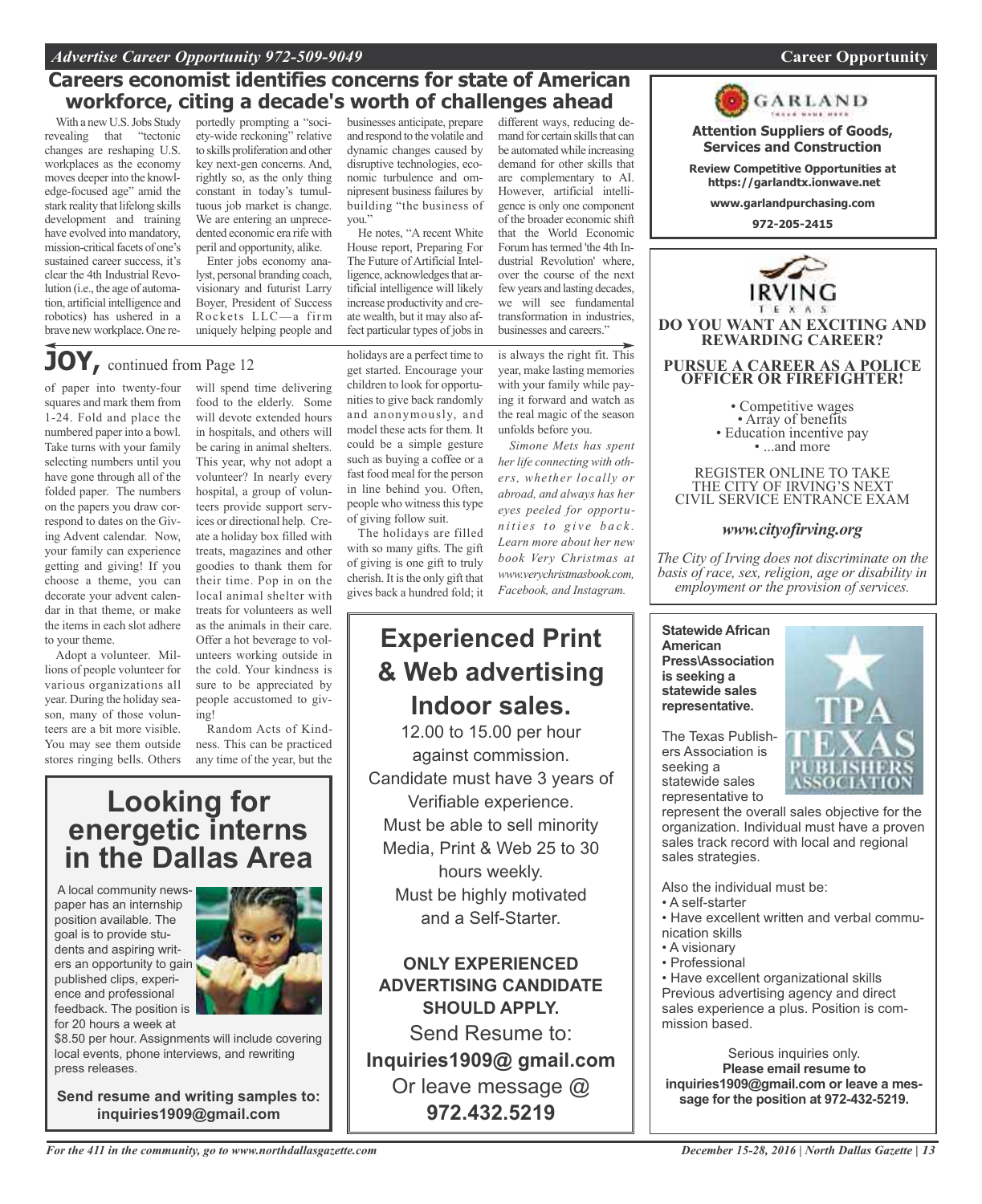## Careers economist identifies concerns for state of American workforce, citing a decade's worth of challenges ahead

With a new U.S. Jobs Study revealing that "tectonic changes are reshaping U.S. workplaces as the economy moves deeper into the knowledge-focused age" amid the stark reality that lifelong skills development and training have evolved into mandatory, mission-critical facets of one's sustained career success, it's clear the 4th Industrial Revolution (i.e., the age of automation, artificial intelligence and robotics) has ushered in a brave new workplace. One reportedly prompting a "society-wide reckoning" relative to skills proliferation and other key next-gen concerns. And, rightly so, as the only thing constant in today's tumultuous job market is change. We are entering an unprecedented economic era rife with peril and opportunity, alike.

Enter jobs economy analyst, personal branding coach, visionary and futurist Larry Boyer, President of Success Rockets LLC—a firm uniquely helping people and businesses anticipate, prepare and respond to the volatile and dynamic changes caused by disruptive technologies, economic turbulence and omnipresent business failures by building "the business of you."

He notes, "A recent White House report, Preparing For The Future of Artificial Intelligence, acknowledges that artificial intelligence will likely increase productivity and create wealth, but it may also affect particular types of jobs in different ways, reducing demand for certain skills that can be automated while increasing demand for other skills that are complementary to AI. However, artificial intelligence is only one component of the broader economic shift that the World Economic Forum has termed 'the 4th Industrial Revolution' where, over the course of the next few years and lasting decades, we will see fundamental transformation in industries, businesses and careers."

## JOY, continued from Page 12

of paper into twenty-four squares and mark them from 1-24. Fold and place the numbered paper into a bowl. Take turns with your family selecting numbers until you have gone through all of the folded paper. The numbers on the papers you draw correspond to dates on the Giving Advent calendar. Now, your family can experience getting and giving! If you choose a theme, you can decorate your advent calendar in that theme, or make the items in each slot adhere to your theme.

Adopt a volunteer. Millions of people volunteer for various organizations all year. During the holiday season, many of those volunteers are a bit more visible. You may see them outside stores ringing bells. Others will spend time delivering food to the elderly. Some will devote extended hours in hospitals, and others will be caring in animal shelters. This year, why not adopt a volunteer? In nearly every hospital, a group of volunteers provide support services or directional help. Create a holiday box filled with treats, magazines and other goodies to thank them for their time. Pop in on the local animal shelter with treats for volunteers as well as the animals in their care. Offer a hot beverage to volunteers working outside in the cold. Your kindness is sure to be appreciated by people accustomed to giving!

Random Acts of Kindness. This can be practiced any time of the year, but the holidays are a perfect time to get started. Encourage your children to look for opportunities to give back randomly and anonymously, and model these acts for them. It could be a simple gesture such as buying a coffee or a fast food meal for the person in line behind you. Often, people who witness this type of giving follow suit.

The holidays are filled with so many gifts. The gift of giving is one gift to truly cherish. It is the only gift that gives back a hundred fold; it is always the right fit. This year, make lasting memories with your family while paying it forward and watch as the real magic of the season unfolds before you.

*Simone Mets has spent her life connecting with others, whether locally or abroad, and always has her eyes peeled for opportunities to give back. Learn more about her new book Very Christmas at www.verychristmasbook.com, Facebook, and Instagram.*

# Looking for energetic interns in the Dallas Area

A local community newspaper has an internship position available. The goal is to provide students and aspiring writers an opportunity to gain published clips, experience and professional feedback. The position is for 20 hours a week at $8.50 per hour. Assignments will include covering local events, phone interviews, and rewriting press releases.

**Send resume and writing samples to: inquiries1909@gmail.com**

# Experienced Print & Web advertising Indoor sales.

12.00 to 15.00 per hour against commission.
Candidate must have 3 years of Verifiable experience.
Must be able to sell minority Media, Print & Web 25 to 30 hours weekly.
Must be highly motivated and a Self-Starter.

**ONLY EXPERIENCED ADVERTISING CANDIDATE SHOULD APPLY.**

Send Resume to:
**Inquiries1909@ gmail.com**
Or leave message @
**972.432.5219**

---

GARLAND

**Attention Suppliers of Goods, Services and Construction**

**Review Competitive Opportunities at https://garlandtx.ionwave.net**

**www.garlandpurchasing.com**

**972-205-2415**

---

IRVING TEXAS

**DO YOU WANT AN EXCITING AND REWARDING CAREER?**

**PURSUE A CAREER AS A POLICE OFFICER OR FIREFIGHTER!**

- Competitive wages
- Array of benefits
- Education incentive pay
- ...and more

REGISTER ONLINE TO TAKE THE CITY OF IRVING'S NEXT CIVIL SERVICE ENTRANCE EXAM

***www.cityofirving.org***

*The City of Irving does not discriminate on the basis of race, sex, religion, age or disability in employment or the provision of services.*

---

**Statewide African American Press\Association is seeking a statewide sales representative.**

TPA TEXAS PUBLISHERS ASSOCIATION

The Texas Publishers Association is seeking a statewide sales representative to represent the overall sales objective for the organization. Individual must have a proven sales track record with local and regional sales strategies.

Also the individual must be:
- A self-starter
- Have excellent written and verbal communication skills
- A visionary
- Professional
- Have excellent organizational skills

Previous advertising agency and direct sales experience a plus. Position is commission based.

Serious inquiries only.
**Please email resume to inquiries1909@gmail.com or leave a message for the position at 972-432-5219.**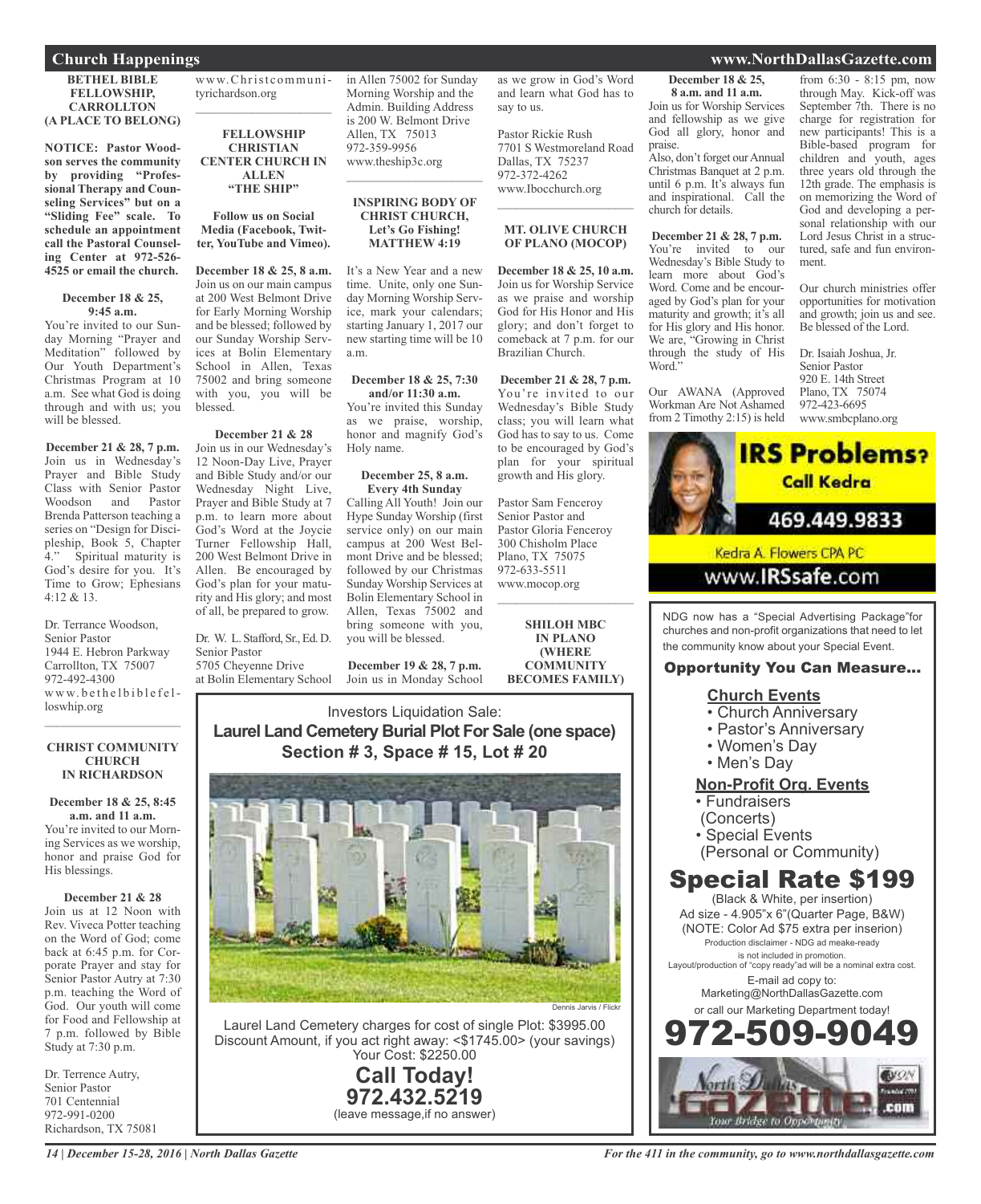## Church Happenings

### BETHEL BIBLE FELLOWSHIP, CARROLLTON (A PLACE TO BELONG)

**NOTICE: Pastor Woodson serves the community by providing "Professional Therapy and Counseling Services" but on a "Sliding Fee" scale. To schedule an appointment call the Pastoral Counseling Center at 972-526-4525 or email the church.**

**December 18 & 25, 9:45 a.m.**
You're invited to our Sunday Morning "Prayer and Meditation" followed by Our Youth Department's Christmas Program at 10 a.m. See what God is doing through and with us; you will be blessed.

**December 21 & 28, 7 p.m.**
Join us in Wednesday's Prayer and Bible Study Class with Senior Pastor Woodson and Pastor Brenda Patterson teaching a series on "Design for Discipleship, Book 5, Chapter 4." Spiritual maturity is God's desire for you. It's Time to Grow; Ephesians 4:12 & 13.

Dr. Terrance Woodson, Senior Pastor
1944 E. Hebron Parkway
Carrollton, TX 75007
972-492-4300
www.bethelbiblefelloswhip.org

### CHRIST COMMUNITY CHURCH IN RICHARDSON

**December 18 & 25, 8:45 a.m. and 11 a.m.**
You're invited to our Morning Services as we worship, honor and praise God for His blessings.

**December 21 & 28**
Join us at 12 Noon with Rev. Viveca Potter teaching on the Word of God; come back at 6:45 p.m. for Corporate Prayer and stay for Senior Pastor Autry at 7:30 p.m. teaching the Word of God. Our youth will come for Food and Fellowship at 7 p.m. followed by Bible Study at 7:30 p.m.

Dr. Terrence Autry, Senior Pastor
701 Centennial
972-991-0200
Richardson, TX 75081
www.Christcommunityrichardson.org

### FELLOWSHIP CHRISTIAN CENTER CHURCH IN ALLEN "THE SHIP"

**Follow us on Social Media (Facebook, Twitter, YouTube and Vimeo).**

**December 18 & 25, 8 a.m.**
Join us on our main campus at 200 West Belmont Drive for Early Morning Worship and be blessed; followed by our Sunday Worship Services at Bolin Elementary School in Allen, Texas 75002 and bring someone with you, you will be blessed.

**December 21 & 28**
Join us in our Wednesday's 12 Noon-Day Live, Prayer and Bible Study and/or our Wednesday Night Live, Prayer and Bible Study at 7 p.m. to learn more about God's Word at the Joycie Turner Fellowship Hall, 200 West Belmont Drive in Allen. Be encouraged by God's plan for your maturity and His glory; and most of all, be prepared to grow.

Dr. W. L. Stafford, Sr., Ed. D.
Senior Pastor
5705 Cheyenne Drive
at Bolin Elementary School in Allen 75002 for Sunday Morning Worship and the Admin. Building Address is 200 W. Belmont Drive
Allen, TX 75013
972-359-9956
www.theship3c.org

### INSPIRING BODY OF CHRIST CHURCH, Let's Go Fishing! MATTHEW 4:19

It's a New Year and a new time. Unite, only one Sunday Morning Worship Service, mark your calendars; starting January 1, 2017 our new starting time will be 10 a.m.

**December 18 & 25, 7:30 and/or 11:30 a.m.**
You're invited this Sunday as we praise, worship, honor and magnify God's Holy name.

**December 25, 8 a.m. Every 4th Sunday**
Calling All Youth! Join our Hype Sunday Worship (first service only) on our main campus at 200 West Belmont Drive and be blessed; followed by our Christmas Sunday Worship Services at Bolin Elementary School in Allen, Texas 75002 and bring someone with you, you will be blessed.

**December 19 & 28, 7 p.m.**
Join us in Monday School as we grow in God's Word and learn what God has to say to us.

Pastor Rickie Rush
7701 S Westmoreland Road
Dallas, TX 75237
972-372-4262
www.Ibocchurch.org

### MT. OLIVE CHURCH OF PLANO (MOCOP)

**December 18 & 25, 10 a.m.**
Join us for Worship Service as we praise and worship God for His Honor and His glory; and don't forget to comeback at 7 p.m. for our Brazilian Church.

**December 21 & 28, 7 p.m.**
You're invited to our Wednesday's Bible Study class; you will learn what God has to say to us. Come to be encouraged by God's plan for your spiritual growth and His glory.

Pastor Sam Fenceroy
Senior Pastor and
Pastor Gloria Fenceroy
300 Chisholm Place
Plano, TX 75075
972-633-5511
www.mocop.org

### SHILOH MBC IN PLANO (WHERE COMMUNITY BECOMES FAMILY)

**December 18 & 25, 8 a.m. and 11 a.m.**
Join us for Worship Services and fellowship as we give God all glory, honor and praise.
Also, don't forget our Annual Christmas Banquet at 2 p.m. until 6 p.m. It's always fun and inspirational. Call the church for details.

**December 21 & 28, 7 p.m.**
You're invited to our Wednesday's Bible Study to learn more about God's Word. Come and be encouraged by God's plan for your maturity and growth; it's all for His glory and His honor. We are, "Growing in Christ through the study of His Word."

Our AWANA (Approved Workman Are Not Ashamed from 2 Timothy 2:15) is held from 6:30 - 8:15 pm, now through May. Kick-off was September 7th. There is no charge for registration for new participants! This is a Bible-based program for children and youth, ages three years old through the 12th grade. The emphasis is on memorizing the Word of God and developing a personal relationship with our Lord Jesus Christ in a structured, safe and fun environment.

Our church ministries offer opportunities for motivation and growth; join us and see. Be blessed of the Lord.

Dr. Isaiah Joshua, Jr.
Senior Pastor
920 E. 14th Street
Plano, TX 75074
972-423-6695
www.smbcplano.org

---

Investors Liquidation Sale:
**Laurel Land Cemetery Burial Plot For Sale (one space)**
**Section # 3, Space # 15, Lot # 20**

Dennis Jarvis / Flickr

Laurel Land Cemetery charges for cost of single Plot: $3995.00
Discount Amount, if you act right away: <$1745.00> (your savings)
Your Cost: $2250.00

**Call Today!**
**972.432.5219**
(leave message,if no answer)

---

**IRS Problems? Call Kedra**
**469.449.9833**
Kedra A. Flowers CPA PC
www.IRSsafe.com

---

NDG now has a "Special Advertising Package" for churches and non-profit organizations that need to let the community know about your Special Event.

**Opportunity You Can Measure...**

**Church Events**
- Church Anniversary
- Pastor's Anniversary
- Women's Day
- Men's Day

**Non-Profit Org. Events**
- Fundraisers (Concerts)
- Special Events (Personal or Community)

**Special Rate $199**
(Black & White, per insertion)
Ad size - 4.905"x 6"(Quarter Page, B&W)
(NOTE: Color Ad $75 extra per inserion)
Production disclaimer - NDG ad meake-ready is not included in promotion.
Layout/production of "copy ready"ad will be a nominal extra cost.
E-mail ad copy to:
Marketing@NorthDallasGazette.com
or call our Marketing Department today!
**972-509-9049**

North Dallas Gazette .com — Your Bridge to Opportunity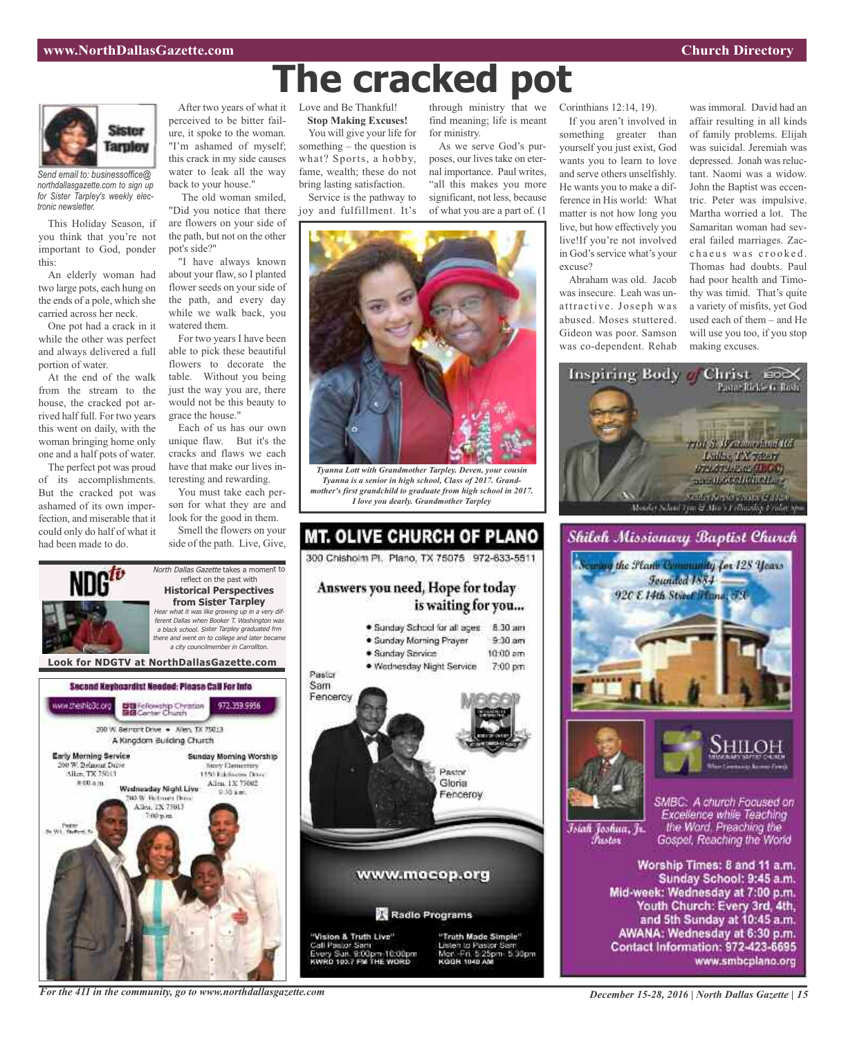# The cracked pot

Sister Tarpley

*Send email to: businessoffice@northdallasgazette.com to sign up for Sister Tarpley's weekly electronic newsletter.*

This Holiday Season, if you think that you're not important to God, ponder this:

An elderly woman had two large pots, each hung on the ends of a pole, which she carried across her neck.

One pot had a crack in it while the other was perfect and always delivered a full portion of water.

At the end of the walk from the stream to the house, the cracked pot arrived half full. For two years this went on daily, with the woman bringing home only one and a half pots of water.

The perfect pot was proud of its accomplishments. But the cracked pot was ashamed of its own imperfection, and miserable that it could only do half of what it had been made to do.

After two years of what it perceived to be bitter failure, it spoke to the woman. "I'm ashamed of myself; this crack in my side causes water to leak all the way back to your house."

The old woman smiled, "Did you notice that there are flowers on your side of the path, but not on the other pot's side?"

"I have always known about your flaw, so I planted flower seeds on your side of the path, and every day while we walk back, you watered them.

For two years I have been able to pick these beautiful flowers to decorate the table. Without you being just the way you are, there would not be this beauty to grace the house."

Each of us has our own unique flaw. But it's the cracks and flaws we each have that make our lives interesting and rewarding.

You must take each person for what they are and look for the good in them.

Smell the flowers on your side of the path. Live, Give, Love and Be Thankful!

**Stop Making Excuses!**

You will give your life for something – the question is what? Sports, a hobby, fame, wealth; these do not bring lasting satisfaction.

Service is the pathway to joy and fulfillment. It's through ministry that we find meaning; life is meant for ministry.

As we serve God's purposes, our lives take on eternal importance. Paul writes, "all this makes you more significant, not less, because of what you are a part of. (1 Corinthians 12:14, 19).

If you aren't involved in something greater than yourself you just exist, God wants you to learn to love and serve others unselfishly. He wants you to make a difference in His world: What matter is not how long you live, but how effectively you live!If you're not involved in God's service what's your excuse?

Abraham was old. Jacob was insecure. Leah was unattractive. Joseph was abused. Moses stuttered. Gideon was poor. Samson was co-dependent. Rehab was immoral. David had an affair resulting in all kinds of family problems. Elijah was suicidal. Jeremiah was depressed. Jonah was reluctant. Naomi was a widow. John the Baptist was eccentric. Peter was impulsive. Martha worried a lot. The Samaritan woman had several failed marriages. Zacchaeus was crooked. Thomas had doubts. Paul had poor health and Timothy was timid. That's quite a variety of misfits, yet God used each of them – and He will use you too, if you stop making excuses.

***Tyanna Lott with Grandmother Tarpley. Deven, your cousin Tyanna is a senior in high school, Class of 2017. Grandmother's first grandchild to graduate from high school in 2017. I love you dearly. Grandmother Tarpley***

---

NDGtv

*North Dallas Gazette* takes a moment to reflect on the past with

**Historical Perspectives from Sister Tarpley**

*Hear what it was like growing up in a very different Dallas when Booker T. Washington was a black school. Sister Tarpley graduated frm there and went on to college and later became a city councilmember in Carrollton.*

**Look for NDGTV at NorthDallasGazette.com**

---

**Second Keyboardist Needed: Please Call For Info**

www.theship3c.org — Fellowship Christian Center Church — 972.359.9956

200 W. Belmont Drive • Allen, TX 75013

A Kingdom Building Church

**Early Morning Service**
200 W. Belmont Drive
Allen, TX 75013
8:00 a.m.

**Sunday Morning Worship**
Story Elementary
1550 Edelweiss Drive
Allen, TX 75002
9:30 a.m.

**Wednesday Night Live**
200 W. Belmont Drive
Allen, TX 75013
7:00 p.m.

Pastor Dr. W.L. Stafford, Sr.

---

## MT. OLIVE CHURCH OF PLANO

300 Chisholm Pl. Plano, TX 75075 972-633-5511

**Answers you need, Hope for today is waiting for you...**

- Sunday School for all ages 8:30 am
- Sunday Morning Prayer 9:30 am
- Sunday Service 10:00 am
- Wednesday Night Service 7:00 pm

Pastor Sam Fenceroy

Pastor Gloria Fenceroy

www.mocop.org

Radio Programs

"Vision & Truth Live"
Call Pastor Sam
Every Sun. 9:00pm-10:00pm
KWRD 100.7 FM THE WORD

"Truth Made Simple"
Listen to Pastor Sam
Mon.-Fri. 5:25pm-5:30pm
KGGR 1040 AM

---

**Inspiring Body of Christ** IBOC

Pastor Rickie G. Rush

7701 S. Westmoreland Rd
Dallas, TX 75237
972-372-4262 (IBOC)
www.IBOCCHURCH.org

Sunday Service 7:30 & 11 a.m.
Monday School 7pm & Men's Fellowship Friday 7pm

---

**Shiloh Missionary Baptist Church**

Serving the Plano Community for 128 Years
Founded 1884
920 E 14th Street Plano, TX

SHILOH Missionary Baptist Church

Isiah Joshua, Jr. Pastor

SMBC: A church Focused on Excellence while Teaching the Word, Preaching the Gospel, Reaching the World

Worship Times: 8 and 11 a.m.
Sunday School: 9:45 a.m.
Mid-week: Wednesday at 7:00 p.m.
Youth Church: Every 3rd, 4th, and 5th Sunday at 10:45 a.m.
AWANA: Wednesday at 6:30 p.m.
Contact Information: 972-423-6695
www.smbcplano.org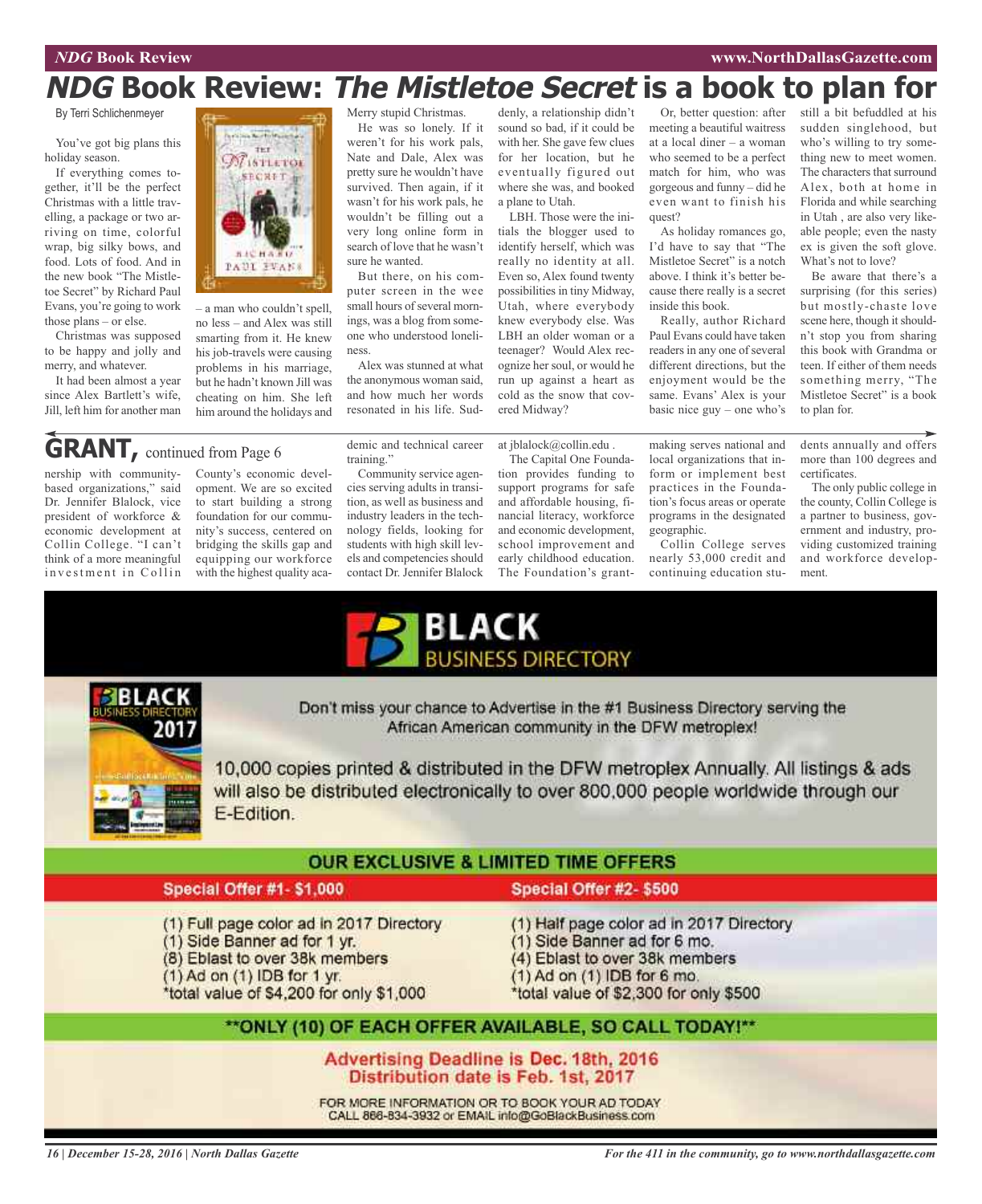# NDG Book Review: *The Mistletoe Secret* is a book to plan for

By Terri Schlichenmeyer

You've got big plans this holiday season.

If everything comes together, it'll be the perfect Christmas with a little travelling, a package or two arriving on time, colorful wrap, big silky bows, and food. Lots of food. And in the new book "The Mistletoe Secret" by Richard Paul Evans, you're going to work those plans – or else.

Christmas was supposed to be happy and jolly and merry, and whatever.

It had been almost a year since Alex Bartlett's wife, Jill, left him for another man – a man who couldn't spell, no less – and Alex was still smarting from it. He knew his job-travels were causing problems in his marriage, but he hadn't known Jill was cheating on him. She left him around the holidays and Merry stupid Christmas.

He was so lonely. If it weren't for his work pals, Nate and Dale, Alex was pretty sure he wouldn't have survived. Then again, if it wasn't for his work pals, he wouldn't be filling out a very long online form in search of love that he wasn't sure he wanted.

But there, on his computer screen in the wee small hours of several mornings, was a blog from someone who understood loneliness.

Alex was stunned at what the anonymous woman said, and how much her words resonated in his life. Suddenly, a relationship didn't sound so bad, if it could be with her. She gave few clues for her location, but he eventually figured out where she was, and booked a plane to Utah.

LBH. Those were the initials the blogger used to identify herself, which was really no identity at all. Even so, Alex found twenty possibilities in tiny Midway, Utah, where everybody knew everybody else. Was LBH an older woman or a teenager? Would Alex recognize her soul, or would he run up against a heart as cold as the snow that covered Midway?

Or, better question: after meeting a beautiful waitress at a local diner – a woman who seemed to be a perfect match for him, who was gorgeous and funny – did he even want to finish his quest?

As holiday romances go, I'd have to say that "The Mistletoe Secret" is a notch above. I think it's better because there really is a secret inside this book.

Really, author Richard Paul Evans could have taken readers in any one of several different directions, but the enjoyment would be the same. Evans' Alex is your basic nice guy – one who's still a bit befuddled at his sudden singlehood, but who's willing to try something new to meet women. The characters that surround Alex, both at home in Florida and while searching in Utah , are also very likeable people; even the nasty ex is given the soft glove. What's not to love?

Be aware that there's a surprising (for this series) but mostly-chaste love scene here, though it shouldn't stop you from sharing this book with Grandma or teen. If either of them needs something merry, "The Mistletoe Secret" is a book to plan for.

## GRANT, continued from Page 6

nership with community-based organizations," said Dr. Jennifer Blalock, vice president of workforce & economic development at Collin College. "I can't think of a more meaningful investment in Collin County's economic development. We are so excited to start building a strong foundation for our community's success, centered on bridging the skills gap and equipping our workforce with the highest quality academic and technical career training."

Community service agencies serving adults in transition, as well as business and industry leaders in the technology fields, looking for students with high skill levels and competencies should contact Dr. Jennifer Blalock at jblalock@collin.edu .

The Capital One Foundation provides funding to support programs for safe and affordable housing, financial literacy, workforce and economic development, school improvement and early childhood education. The Foundation's grantmaking serves national and local organizations that inform or implement best practices in the Foundation's focus areas or operate programs in the designated geographic.

Collin College serves nearly 53,000 credit and continuing education students annually and offers more than 100 degrees and certificates.

The only public college in the county, Collin College is a partner to business, government and industry, providing customized training and workforce development.

## BLACK BUSINESS DIRECTORY

Don't miss your chance to Advertise in the #1 Business Directory serving the African American community in the DFW metroplex!

10,000 copies printed & distributed in the DFW metroplex Annually. All listings & ads will also be distributed electronically to over 800,000 people worldwide through our E-Edition.

### OUR EXCLUSIVE & LIMITED TIME OFFERS

**Special Offer #1- $1,000**

(1) Full page color ad in 2017 Directory
(1) Side Banner ad for 1 yr.
(8) Eblast to over 38k members
(1) Ad on (1) IDB for 1 yr.
*total value of $4,200 for only $1,000

**Special Offer #2- $500**

(1) Half page color ad in 2017 Directory
(1) Side Banner ad for 6 mo.
(4) Eblast to over 38k members
(1) Ad on (1) IDB for 6 mo.
*total value of $2,300 for only $500

**ONLY (10) OF EACH OFFER AVAILABLE, SO CALL TODAY!**

**Advertising Deadline is Dec. 18th, 2016**
**Distribution date is Feb. 1st, 2017**

FOR MORE INFORMATION OR TO BOOK YOUR AD TODAY CALL 866-834-3932 or EMAIL info@GoBlackBusiness.com